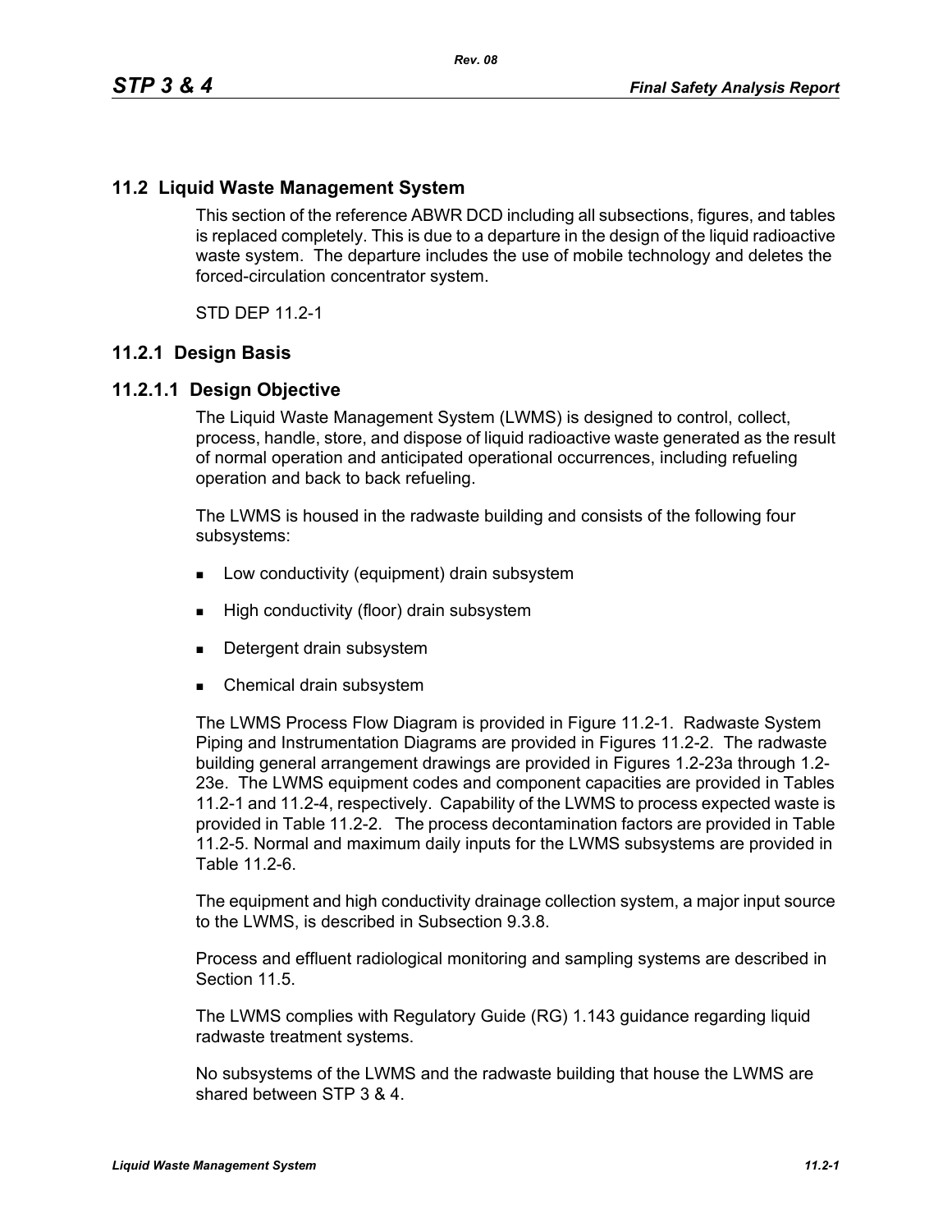## 11.2 Liquid Waste Management System

This section of the reference ABWR DCD including all subsections, figures, and tables is replaced completely. This is due to a departure in the design of the liquid radioactive waste system. The departure includes the use of mobile technology and deletes the forced-circulation concentrator system.

STD DEP 11.2-1

### 11.2.1 Design Basis

#### 11.2.1.1 Design Objective

The Liquid Waste Management System (LWMS) is designed to control, collect, process, handle, store, and dispose of liquid radioactive waste generated as the result of normal operation and anticipated operational occurrences, including refueling operation and back to back refueling.

The LWMS is housed in the radwaste building and consists of the following four subsystems:

- Low conductivity (equipment) drain subsystem
- High conductivity (floor) drain subsystem
- Detergent drain subsystem
- Chemical drain subsystem

The LWMS Process Flow Diagram is provided in Figure 11.2-1. Radwaste System Piping and Instrumentation Diagrams are provided in Figures 11.2-2. The radwaste building general arrangement drawings are provided in Figures 1.2-23a through 1.2-23e. The LWMS equipment codes and component capacities are provided in Tables 11.2-1 and 11.2-4, respectively. Capability of the LWMS to process expected waste is provided in Table 11.2-2. The process decontamination factors are provided in Table 11.2-5. Normal and maximum daily inputs for the LWMS subsystems are provided in Table 11.2-6.

The equipment and high conductivity drainage collection system, a major input source to the LWMS, is described in Subsection 9.3.8.

Process and effluent radiological monitoring and sampling systems are described in Section 11.5.

The LWMS complies with Regulatory Guide (RG) 1.143 guidance regarding liquid radwaste treatment systems.

No subsystems of the LWMS and the radwaste building that house the LWMS are shared between STP 3 & 4.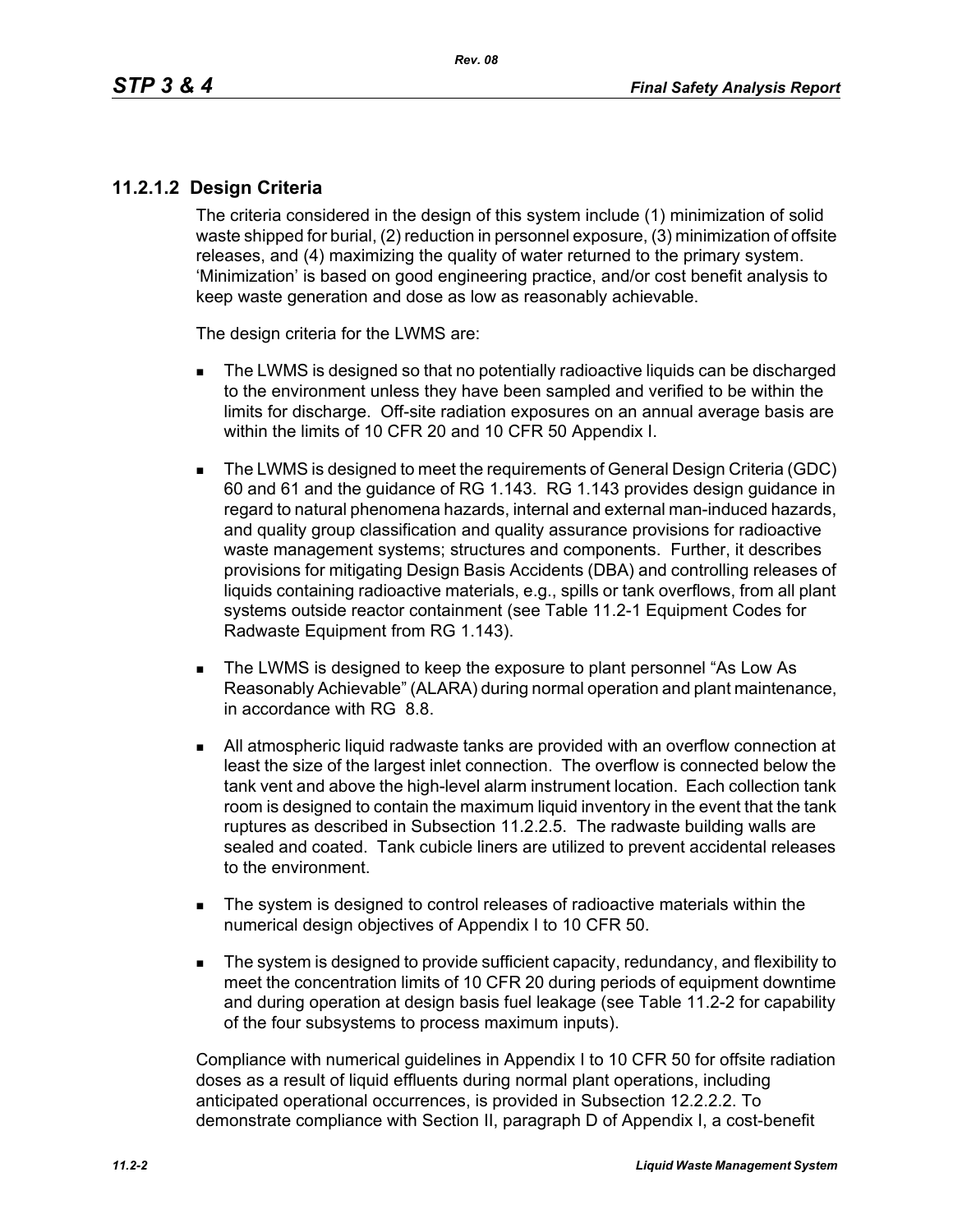### 11.2.1.2 Design Criteria

The criteria considered in the design of this system include (1) minimization of solid waste shipped for burial, (2) reduction in personnel exposure, (3) minimization of offsite releases, and (4) maximizing the quality of water returned to the primary system. 'Minimization' is based on good engineering practice, and/or cost benefit analysis to keep waste generation and dose as low as reasonably achievable.

The design criteria for the LWMS are:

- The LWMS is designed so that no potentially radioactive liquids can be discharged to the environment unless they have been sampled and verified to be within the limits for discharge. Off-site radiation exposures on an annual average basis are within the limits of 10 CFR 20 and 10 CFR 50 Appendix I.
- The LWMS is designed to meet the requirements of General Design Criteria (GDC) 60 and 61 and the guidance of RG 1.143. RG 1.143 provides design guidance in regard to natural phenomena hazards, internal and external man-induced hazards, and quality group classification and quality assurance provisions for radioactive waste management systems; structures and components. Further, it describes provisions for mitigating Design Basis Accidents (DBA) and controlling releases of liquids containing radioactive materials, e.g., spills or tank overflows, from all plant systems outside reactor containment (see Table 11.2-1 Equipment Codes for Radwaste Equipment from RG 1.143).
- The LWMS is designed to keep the exposure to plant personnel "As Low As Reasonably Achievable" (ALARA) during normal operation and plant maintenance, in accordance with RG 8.8.
- All atmospheric liquid radwaste tanks are provided with an overflow connection at least the size of the largest inlet connection. The overflow is connected below the tank vent and above the high-level alarm instrument location. Each collection tank room is designed to contain the maximum liquid inventory in the event that the tank ruptures as described in Subsection 11.2.2.5. The radwaste building walls are sealed and coated. Tank cubicle liners are utilized to prevent accidental releases to the environment.
- The system is designed to control releases of radioactive materials within the numerical design objectives of Appendix I to 10 CFR 50.
- The system is designed to provide sufficient capacity, redundancy, and flexibility to meet the concentration limits of 10 CFR 20 during periods of equipment downtime and during operation at design basis fuel leakage (see Table 11.2-2 for capability of the four subsystems to process maximum inputs).

Compliance with numerical guidelines in Appendix I to 10 CFR 50 for offsite radiation doses as a result of liquid effluents during normal plant operations, including anticipated operational occurrences, is provided in Subsection 12.2.2.2. To demonstrate compliance with Section II, paragraph D of Appendix I, a cost-benefit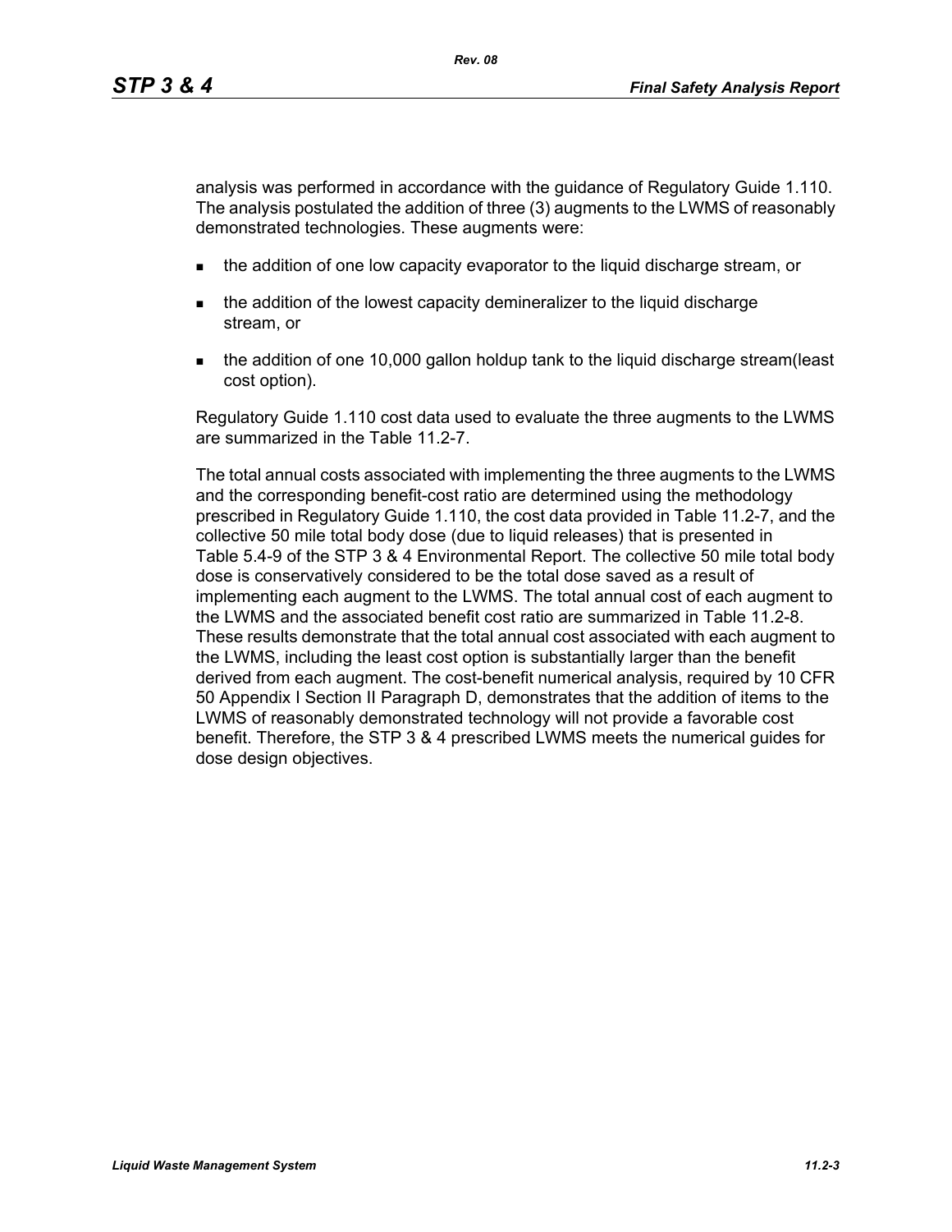analysis was performed in accordance with the guidance of Regulatory Guide 1.110. The analysis postulated the addition of three (3) augments to the LWMS of reasonably demonstrated technologies. These augments were:

- the addition of one low capacity evaporator to the liquid discharge stream, or
- the addition of the lowest capacity demineralizer to the liquid discharge stream, or
- the addition of one 10,000 gallon holdup tank to the liquid discharge stream(least cost option).

Regulatory Guide 1.110 cost data used to evaluate the three augments to the LWMS are summarized in the Table 11.2-7.

The total annual costs associated with implementing the three augments to the LWMS and the corresponding benefit-cost ratio are determined using the methodology prescribed in Regulatory Guide 1.110, the cost data provided in Table 11.2-7, and the collective 50 mile total body dose (due to liquid releases) that is presented in Table 5.4-9 of the STP 3 & 4 Environmental Report. The collective 50 mile total body dose is conservatively considered to be the total dose saved as a result of implementing each augment to the LWMS. The total annual cost of each augment to the LWMS and the associated benefit cost ratio are summarized in Table 11.2-8. These results demonstrate that the total annual cost associated with each augment to the LWMS, including the least cost option is substantially larger than the benefit derived from each augment. The cost-benefit numerical analysis, required by 10 CFR 50 Appendix I Section II Paragraph D, demonstrates that the addition of items to the LWMS of reasonably demonstrated technology will not provide a favorable cost benefit. Therefore, the STP 3 & 4 prescribed LWMS meets the numerical guides for dose design objectives.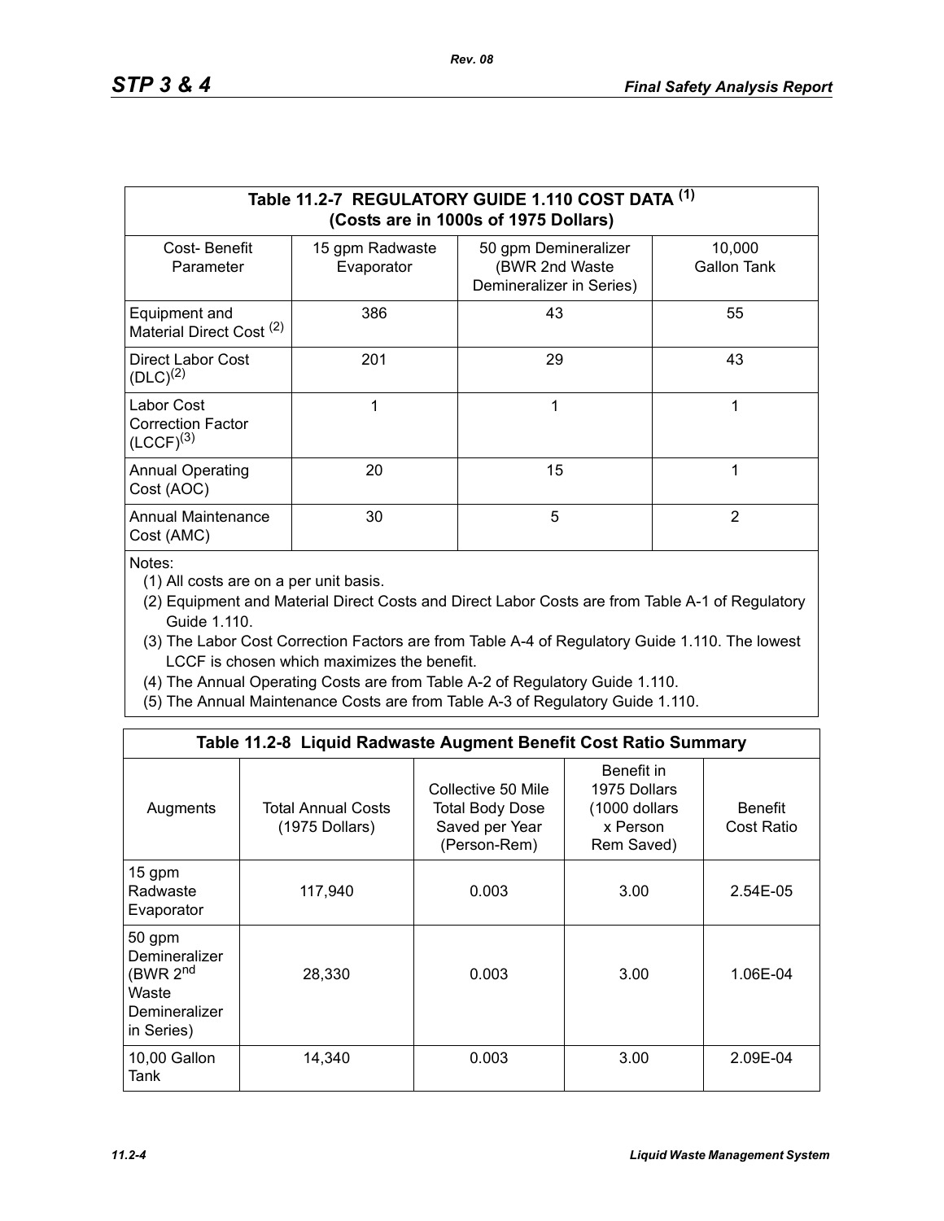| Table 11.2-7 REGULATORY GUIDE 1.110 COST DATA (1) (Costs are in 1000s of 1975 Dollars) | | | |
|---|---|---|---|
| Cost- Benefit Parameter | 15 gpm Radwaste Evaporator | 50 gpm Demineralizer (BWR 2nd Waste Demineralizer in Series) | 10,000 Gallon Tank |
| Equipment and Material Direct Cost (2) | 386 | 43 | 55 |
| Direct Labor Cost (DLC)(2) | 201 | 29 | 43 |
| Labor Cost Correction Factor (LCCF)(3) | 1 | 1 | 1 |
| Annual Operating Cost (AOC) | 20 | 15 | 1 |
| Annual Maintenance Cost (AMC) | 30 | 5 | 2 |

Notes:

(1) All costs are on a per unit basis.

(2) Equipment and Material Direct Costs and Direct Labor Costs are from Table A-1 of Regulatory Guide 1.110.

(3) The Labor Cost Correction Factors are from Table A-4 of Regulatory Guide 1.110. The lowest LCCF is chosen which maximizes the benefit.

(4) The Annual Operating Costs are from Table A-2 of Regulatory Guide 1.110.

(5) The Annual Maintenance Costs are from Table A-3 of Regulatory Guide 1.110.

| Table 11.2-8 Liquid Radwaste Augment Benefit Cost Ratio Summary | | | | |
|---|---|---|---|---|
| Augments | Total Annual Costs (1975 Dollars) | Collective 50 Mile Total Body Dose Saved per Year (Person-Rem) | Benefit in 1975 Dollars (1000 dollars x Person Rem Saved) | Benefit Cost Ratio |
| 15 gpm Radwaste Evaporator | 117,940 | 0.003 | 3.00 | 2.54E-05 |
| 50 gpm Demineralizer (BWR 2nd Waste Demineralizer in Series) | 28,330 | 0.003 | 3.00 | 1.06E-04 |
| 10,00 Gallon Tank | 14,340 | 0.003 | 3.00 | 2.09E-04 |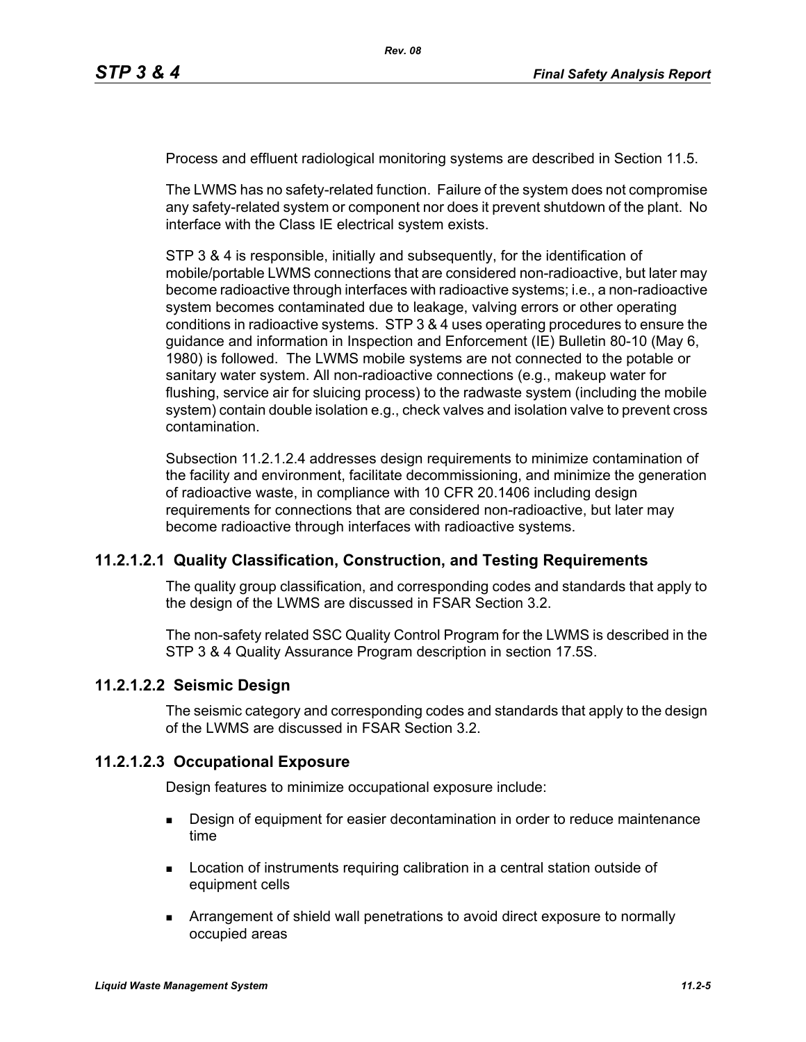Process and effluent radiological monitoring systems are described in Section 11.5.

The LWMS has no safety-related function. Failure of the system does not compromise any safety-related system or component nor does it prevent shutdown of the plant. No interface with the Class IE electrical system exists.

STP 3 & 4 is responsible, initially and subsequently, for the identification of mobile/portable LWMS connections that are considered non-radioactive, but later may become radioactive through interfaces with radioactive systems; i.e., a non-radioactive system becomes contaminated due to leakage, valving errors or other operating conditions in radioactive systems. STP 3 & 4 uses operating procedures to ensure the guidance and information in Inspection and Enforcement (IE) Bulletin 80-10 (May 6, 1980) is followed. The LWMS mobile systems are not connected to the potable or sanitary water system. All non-radioactive connections (e.g., makeup water for flushing, service air for sluicing process) to the radwaste system (including the mobile system) contain double isolation e.g., check valves and isolation valve to prevent cross contamination.

Subsection 11.2.1.2.4 addresses design requirements to minimize contamination of the facility and environment, facilitate decommissioning, and minimize the generation of radioactive waste, in compliance with 10 CFR 20.1406 including design requirements for connections that are considered non-radioactive, but later may become radioactive through interfaces with radioactive systems.

### 11.2.1.2.1 Quality Classification, Construction, and Testing Requirements

The quality group classification, and corresponding codes and standards that apply to the design of the LWMS are discussed in FSAR Section 3.2.

The non-safety related SSC Quality Control Program for the LWMS is described in the STP 3 & 4 Quality Assurance Program description in section 17.5S.

### 11.2.1.2.2 Seismic Design

The seismic category and corresponding codes and standards that apply to the design of the LWMS are discussed in FSAR Section 3.2.

### 11.2.1.2.3 Occupational Exposure

Design features to minimize occupational exposure include:

- Design of equipment for easier decontamination in order to reduce maintenance time
- Location of instruments requiring calibration in a central station outside of equipment cells
- Arrangement of shield wall penetrations to avoid direct exposure to normally occupied areas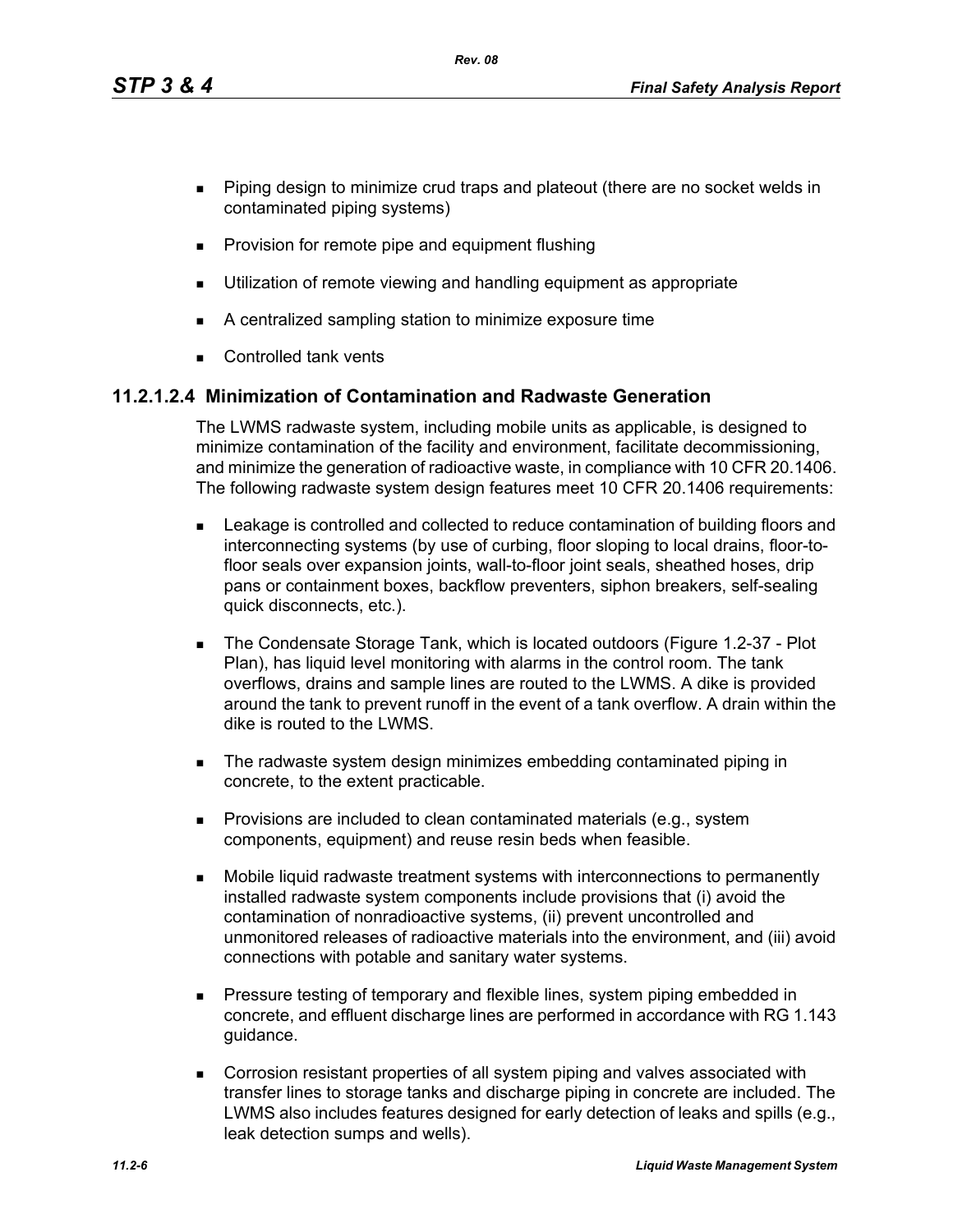- Piping design to minimize crud traps and plateout (there are no socket welds in contaminated piping systems)
- Provision for remote pipe and equipment flushing
- Utilization of remote viewing and handling equipment as appropriate
- A centralized sampling station to minimize exposure time
- Controlled tank vents

### 11.2.1.2.4 Minimization of Contamination and Radwaste Generation

The LWMS radwaste system, including mobile units as applicable, is designed to minimize contamination of the facility and environment, facilitate decommissioning, and minimize the generation of radioactive waste, in compliance with 10 CFR 20.1406. The following radwaste system design features meet 10 CFR 20.1406 requirements:

- Leakage is controlled and collected to reduce contamination of building floors and interconnecting systems (by use of curbing, floor sloping to local drains, floor-to-floor seals over expansion joints, wall-to-floor joint seals, sheathed hoses, drip pans or containment boxes, backflow preventers, siphon breakers, self-sealing quick disconnects, etc.).
- The Condensate Storage Tank, which is located outdoors (Figure 1.2-37 - Plot Plan), has liquid level monitoring with alarms in the control room. The tank overflows, drains and sample lines are routed to the LWMS. A dike is provided around the tank to prevent runoff in the event of a tank overflow. A drain within the dike is routed to the LWMS.
- The radwaste system design minimizes embedding contaminated piping in concrete, to the extent practicable.
- Provisions are included to clean contaminated materials (e.g., system components, equipment) and reuse resin beds when feasible.
- Mobile liquid radwaste treatment systems with interconnections to permanently installed radwaste system components include provisions that (i) avoid the contamination of nonradioactive systems, (ii) prevent uncontrolled and unmonitored releases of radioactive materials into the environment, and (iii) avoid connections with potable and sanitary water systems.
- Pressure testing of temporary and flexible lines, system piping embedded in concrete, and effluent discharge lines are performed in accordance with RG 1.143 guidance.
- Corrosion resistant properties of all system piping and valves associated with transfer lines to storage tanks and discharge piping in concrete are included. The LWMS also includes features designed for early detection of leaks and spills (e.g., leak detection sumps and wells).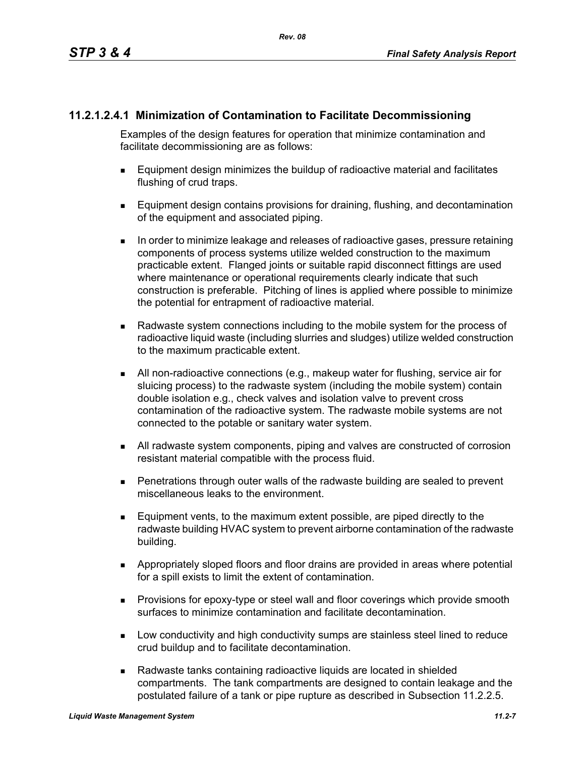#### 11.2.1.2.4.1 Minimization of Contamination to Facilitate Decommissioning

Examples of the design features for operation that minimize contamination and facilitate decommissioning are as follows:

- Equipment design minimizes the buildup of radioactive material and facilitates flushing of crud traps.
- Equipment design contains provisions for draining, flushing, and decontamination of the equipment and associated piping.
- In order to minimize leakage and releases of radioactive gases, pressure retaining components of process systems utilize welded construction to the maximum practicable extent. Flanged joints or suitable rapid disconnect fittings are used where maintenance or operational requirements clearly indicate that such construction is preferable. Pitching of lines is applied where possible to minimize the potential for entrapment of radioactive material.
- Radwaste system connections including to the mobile system for the process of radioactive liquid waste (including slurries and sludges) utilize welded construction to the maximum practicable extent.
- All non-radioactive connections (e.g., makeup water for flushing, service air for sluicing process) to the radwaste system (including the mobile system) contain double isolation e.g., check valves and isolation valve to prevent cross contamination of the radioactive system. The radwaste mobile systems are not connected to the potable or sanitary water system.
- All radwaste system components, piping and valves are constructed of corrosion resistant material compatible with the process fluid.
- Penetrations through outer walls of the radwaste building are sealed to prevent miscellaneous leaks to the environment.
- Equipment vents, to the maximum extent possible, are piped directly to the radwaste building HVAC system to prevent airborne contamination of the radwaste building.
- Appropriately sloped floors and floor drains are provided in areas where potential for a spill exists to limit the extent of contamination.
- Provisions for epoxy-type or steel wall and floor coverings which provide smooth surfaces to minimize contamination and facilitate decontamination.
- Low conductivity and high conductivity sumps are stainless steel lined to reduce crud buildup and to facilitate decontamination.
- Radwaste tanks containing radioactive liquids are located in shielded compartments. The tank compartments are designed to contain leakage and the postulated failure of a tank or pipe rupture as described in Subsection 11.2.2.5.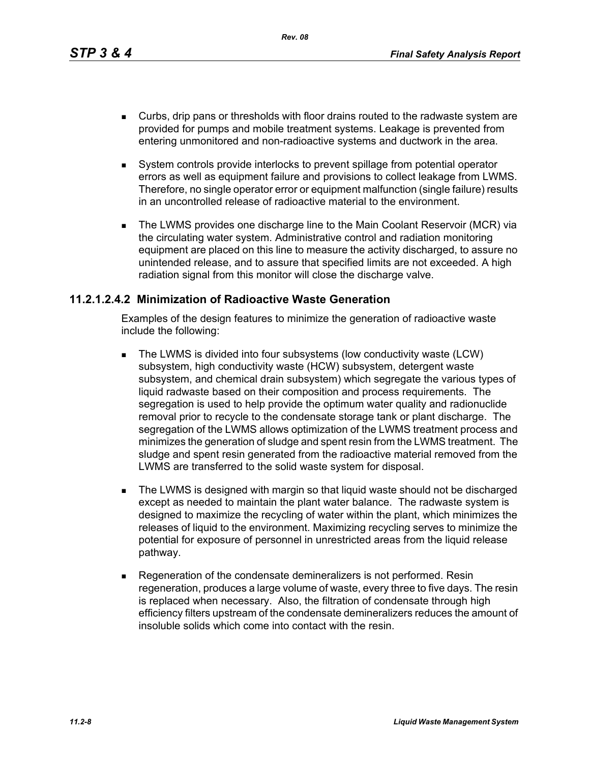- Curbs, drip pans or thresholds with floor drains routed to the radwaste system are provided for pumps and mobile treatment systems. Leakage is prevented from entering unmonitored and non-radioactive systems and ductwork in the area.

- System controls provide interlocks to prevent spillage from potential operator errors as well as equipment failure and provisions to collect leakage from LWMS. Therefore, no single operator error or equipment malfunction (single failure) results in an uncontrolled release of radioactive material to the environment.

- The LWMS provides one discharge line to the Main Coolant Reservoir (MCR) via the circulating water system. Administrative control and radiation monitoring equipment are placed on this line to measure the activity discharged, to assure no unintended release, and to assure that specified limits are not exceeded. A high radiation signal from this monitor will close the discharge valve.

### 11.2.1.2.4.2 Minimization of Radioactive Waste Generation

Examples of the design features to minimize the generation of radioactive waste include the following:

- The LWMS is divided into four subsystems (low conductivity waste (LCW) subsystem, high conductivity waste (HCW) subsystem, detergent waste subsystem, and chemical drain subsystem) which segregate the various types of liquid radwaste based on their composition and process requirements. The segregation is used to help provide the optimum water quality and radionuclide removal prior to recycle to the condensate storage tank or plant discharge. The segregation of the LWMS allows optimization of the LWMS treatment process and minimizes the generation of sludge and spent resin from the LWMS treatment. The sludge and spent resin generated from the radioactive material removed from the LWMS are transferred to the solid waste system for disposal.

- The LWMS is designed with margin so that liquid waste should not be discharged except as needed to maintain the plant water balance. The radwaste system is designed to maximize the recycling of water within the plant, which minimizes the releases of liquid to the environment. Maximizing recycling serves to minimize the potential for exposure of personnel in unrestricted areas from the liquid release pathway.

- Regeneration of the condensate demineralizers is not performed. Resin regeneration, produces a large volume of waste, every three to five days. The resin is replaced when necessary. Also, the filtration of condensate through high efficiency filters upstream of the condensate demineralizers reduces the amount of insoluble solids which come into contact with the resin.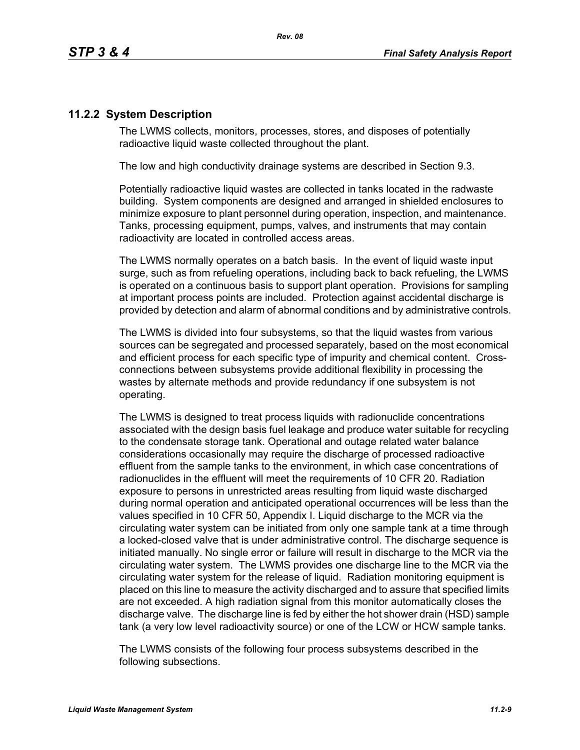## 11.2.2 System Description

The LWMS collects, monitors, processes, stores, and disposes of potentially radioactive liquid waste collected throughout the plant.

The low and high conductivity drainage systems are described in Section 9.3.

Potentially radioactive liquid wastes are collected in tanks located in the radwaste building. System components are designed and arranged in shielded enclosures to minimize exposure to plant personnel during operation, inspection, and maintenance. Tanks, processing equipment, pumps, valves, and instruments that may contain radioactivity are located in controlled access areas.

The LWMS normally operates on a batch basis. In the event of liquid waste input surge, such as from refueling operations, including back to back refueling, the LWMS is operated on a continuous basis to support plant operation. Provisions for sampling at important process points are included. Protection against accidental discharge is provided by detection and alarm of abnormal conditions and by administrative controls.

The LWMS is divided into four subsystems, so that the liquid wastes from various sources can be segregated and processed separately, based on the most economical and efficient process for each specific type of impurity and chemical content. Cross-connections between subsystems provide additional flexibility in processing the wastes by alternate methods and provide redundancy if one subsystem is not operating.

The LWMS is designed to treat process liquids with radionuclide concentrations associated with the design basis fuel leakage and produce water suitable for recycling to the condensate storage tank. Operational and outage related water balance considerations occasionally may require the discharge of processed radioactive effluent from the sample tanks to the environment, in which case concentrations of radionuclides in the effluent will meet the requirements of 10 CFR 20. Radiation exposure to persons in unrestricted areas resulting from liquid waste discharged during normal operation and anticipated operational occurrences will be less than the values specified in 10 CFR 50, Appendix I. Liquid discharge to the MCR via the circulating water system can be initiated from only one sample tank at a time through a locked-closed valve that is under administrative control. The discharge sequence is initiated manually. No single error or failure will result in discharge to the MCR via the circulating water system. The LWMS provides one discharge line to the MCR via the circulating water system for the release of liquid. Radiation monitoring equipment is placed on this line to measure the activity discharged and to assure that specified limits are not exceeded. A high radiation signal from this monitor automatically closes the discharge valve. The discharge line is fed by either the hot shower drain (HSD) sample tank (a very low level radioactivity source) or one of the LCW or HCW sample tanks.

The LWMS consists of the following four process subsystems described in the following subsections.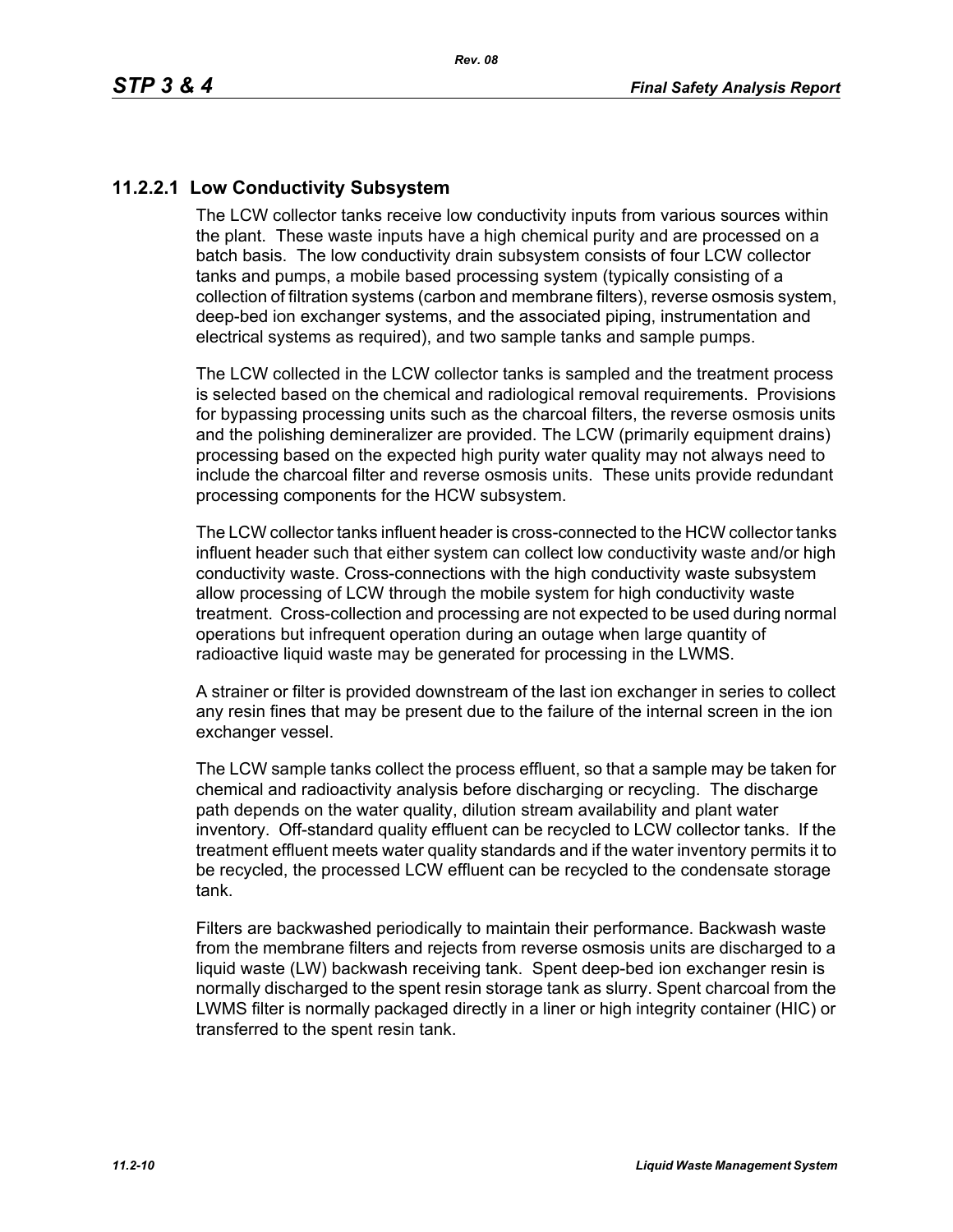### 11.2.2.1 Low Conductivity Subsystem

The LCW collector tanks receive low conductivity inputs from various sources within the plant. These waste inputs have a high chemical purity and are processed on a batch basis. The low conductivity drain subsystem consists of four LCW collector tanks and pumps, a mobile based processing system (typically consisting of a collection of filtration systems (carbon and membrane filters), reverse osmosis system, deep-bed ion exchanger systems, and the associated piping, instrumentation and electrical systems as required), and two sample tanks and sample pumps.

The LCW collected in the LCW collector tanks is sampled and the treatment process is selected based on the chemical and radiological removal requirements. Provisions for bypassing processing units such as the charcoal filters, the reverse osmosis units and the polishing demineralizer are provided. The LCW (primarily equipment drains) processing based on the expected high purity water quality may not always need to include the charcoal filter and reverse osmosis units. These units provide redundant processing components for the HCW subsystem.

The LCW collector tanks influent header is cross-connected to the HCW collector tanks influent header such that either system can collect low conductivity waste and/or high conductivity waste. Cross-connections with the high conductivity waste subsystem allow processing of LCW through the mobile system for high conductivity waste treatment. Cross-collection and processing are not expected to be used during normal operations but infrequent operation during an outage when large quantity of radioactive liquid waste may be generated for processing in the LWMS.

A strainer or filter is provided downstream of the last ion exchanger in series to collect any resin fines that may be present due to the failure of the internal screen in the ion exchanger vessel.

The LCW sample tanks collect the process effluent, so that a sample may be taken for chemical and radioactivity analysis before discharging or recycling. The discharge path depends on the water quality, dilution stream availability and plant water inventory. Off-standard quality effluent can be recycled to LCW collector tanks. If the treatment effluent meets water quality standards and if the water inventory permits it to be recycled, the processed LCW effluent can be recycled to the condensate storage tank.

Filters are backwashed periodically to maintain their performance. Backwash waste from the membrane filters and rejects from reverse osmosis units are discharged to a liquid waste (LW) backwash receiving tank. Spent deep-bed ion exchanger resin is normally discharged to the spent resin storage tank as slurry. Spent charcoal from the LWMS filter is normally packaged directly in a liner or high integrity container (HIC) or transferred to the spent resin tank.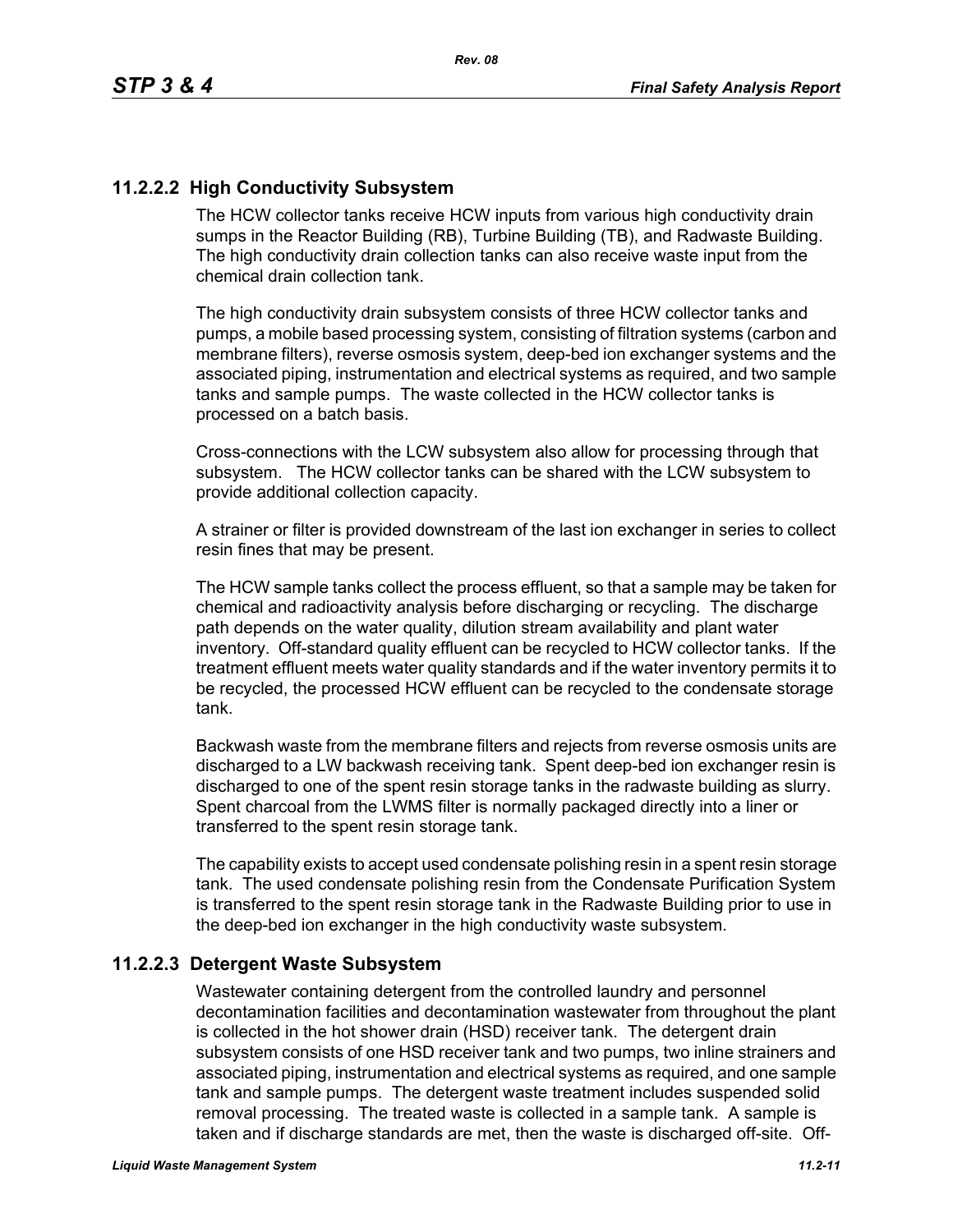### 11.2.2.2 High Conductivity Subsystem

The HCW collector tanks receive HCW inputs from various high conductivity drain sumps in the Reactor Building (RB), Turbine Building (TB), and Radwaste Building. The high conductivity drain collection tanks can also receive waste input from the chemical drain collection tank.

The high conductivity drain subsystem consists of three HCW collector tanks and pumps, a mobile based processing system, consisting of filtration systems (carbon and membrane filters), reverse osmosis system, deep-bed ion exchanger systems and the associated piping, instrumentation and electrical systems as required, and two sample tanks and sample pumps. The waste collected in the HCW collector tanks is processed on a batch basis.

Cross-connections with the LCW subsystem also allow for processing through that subsystem. The HCW collector tanks can be shared with the LCW subsystem to provide additional collection capacity.

A strainer or filter is provided downstream of the last ion exchanger in series to collect resin fines that may be present.

The HCW sample tanks collect the process effluent, so that a sample may be taken for chemical and radioactivity analysis before discharging or recycling. The discharge path depends on the water quality, dilution stream availability and plant water inventory. Off-standard quality effluent can be recycled to HCW collector tanks. If the treatment effluent meets water quality standards and if the water inventory permits it to be recycled, the processed HCW effluent can be recycled to the condensate storage tank.

Backwash waste from the membrane filters and rejects from reverse osmosis units are discharged to a LW backwash receiving tank. Spent deep-bed ion exchanger resin is discharged to one of the spent resin storage tanks in the radwaste building as slurry. Spent charcoal from the LWMS filter is normally packaged directly into a liner or transferred to the spent resin storage tank.

The capability exists to accept used condensate polishing resin in a spent resin storage tank. The used condensate polishing resin from the Condensate Purification System is transferred to the spent resin storage tank in the Radwaste Building prior to use in the deep-bed ion exchanger in the high conductivity waste subsystem.

### 11.2.2.3 Detergent Waste Subsystem

Wastewater containing detergent from the controlled laundry and personnel decontamination facilities and decontamination wastewater from throughout the plant is collected in the hot shower drain (HSD) receiver tank. The detergent drain subsystem consists of one HSD receiver tank and two pumps, two inline strainers and associated piping, instrumentation and electrical systems as required, and one sample tank and sample pumps. The detergent waste treatment includes suspended solid removal processing. The treated waste is collected in a sample tank. A sample is taken and if discharge standards are met, then the waste is discharged off-site. Off-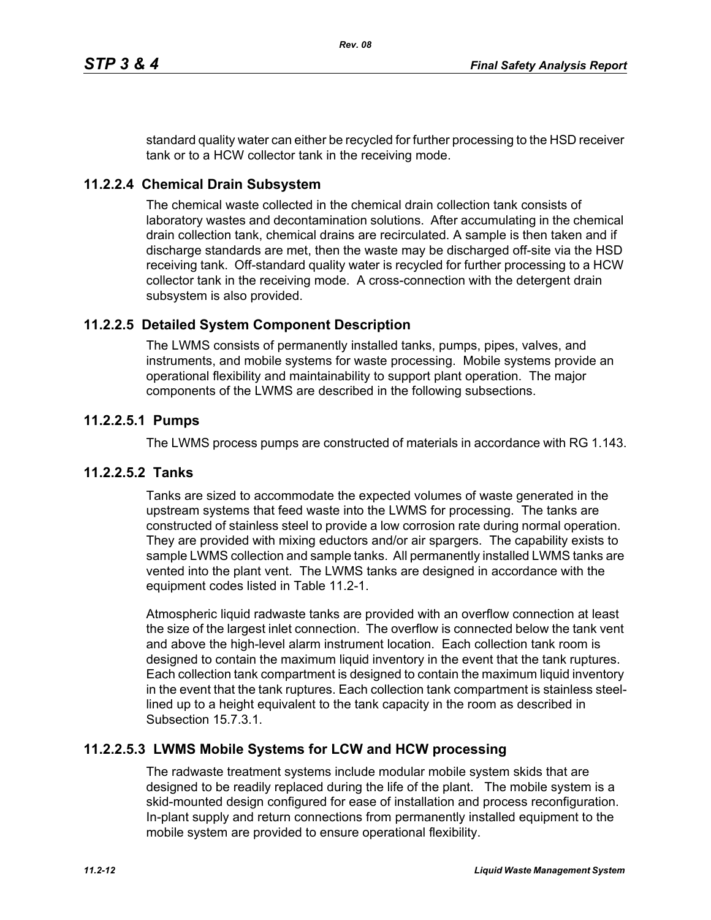standard quality water can either be recycled for further processing to the HSD receiver tank or to a HCW collector tank in the receiving mode.

### 11.2.2.4 Chemical Drain Subsystem

The chemical waste collected in the chemical drain collection tank consists of laboratory wastes and decontamination solutions. After accumulating in the chemical drain collection tank, chemical drains are recirculated. A sample is then taken and if discharge standards are met, then the waste may be discharged off-site via the HSD receiving tank. Off-standard quality water is recycled for further processing to a HCW collector tank in the receiving mode. A cross-connection with the detergent drain subsystem is also provided.

### 11.2.2.5 Detailed System Component Description

The LWMS consists of permanently installed tanks, pumps, pipes, valves, and instruments, and mobile systems for waste processing. Mobile systems provide an operational flexibility and maintainability to support plant operation. The major components of the LWMS are described in the following subsections.

#### 11.2.2.5.1 Pumps

The LWMS process pumps are constructed of materials in accordance with RG 1.143.

#### 11.2.2.5.2 Tanks

Tanks are sized to accommodate the expected volumes of waste generated in the upstream systems that feed waste into the LWMS for processing. The tanks are constructed of stainless steel to provide a low corrosion rate during normal operation. They are provided with mixing eductors and/or air spargers. The capability exists to sample LWMS collection and sample tanks. All permanently installed LWMS tanks are vented into the plant vent. The LWMS tanks are designed in accordance with the equipment codes listed in Table 11.2-1.

Atmospheric liquid radwaste tanks are provided with an overflow connection at least the size of the largest inlet connection. The overflow is connected below the tank vent and above the high-level alarm instrument location. Each collection tank room is designed to contain the maximum liquid inventory in the event that the tank ruptures. Each collection tank compartment is designed to contain the maximum liquid inventory in the event that the tank ruptures. Each collection tank compartment is stainless steel-lined up to a height equivalent to the tank capacity in the room as described in Subsection 15.7.3.1.

#### 11.2.2.5.3 LWMS Mobile Systems for LCW and HCW processing

The radwaste treatment systems include modular mobile system skids that are designed to be readily replaced during the life of the plant. The mobile system is a skid-mounted design configured for ease of installation and process reconfiguration. In-plant supply and return connections from permanently installed equipment to the mobile system are provided to ensure operational flexibility.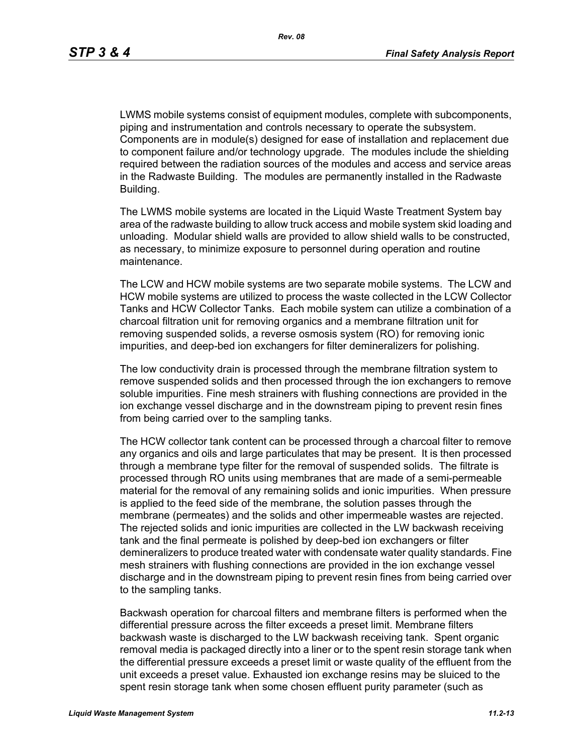LWMS mobile systems consist of equipment modules, complete with subcomponents, piping and instrumentation and controls necessary to operate the subsystem. Components are in module(s) designed for ease of installation and replacement due to component failure and/or technology upgrade. The modules include the shielding required between the radiation sources of the modules and access and service areas in the Radwaste Building. The modules are permanently installed in the Radwaste Building.

The LWMS mobile systems are located in the Liquid Waste Treatment System bay area of the radwaste building to allow truck access and mobile system skid loading and unloading. Modular shield walls are provided to allow shield walls to be constructed, as necessary, to minimize exposure to personnel during operation and routine maintenance.

The LCW and HCW mobile systems are two separate mobile systems. The LCW and HCW mobile systems are utilized to process the waste collected in the LCW Collector Tanks and HCW Collector Tanks. Each mobile system can utilize a combination of a charcoal filtration unit for removing organics and a membrane filtration unit for removing suspended solids, a reverse osmosis system (RO) for removing ionic impurities, and deep-bed ion exchangers for filter demineralizers for polishing.

The low conductivity drain is processed through the membrane filtration system to remove suspended solids and then processed through the ion exchangers to remove soluble impurities. Fine mesh strainers with flushing connections are provided in the ion exchange vessel discharge and in the downstream piping to prevent resin fines from being carried over to the sampling tanks.

The HCW collector tank content can be processed through a charcoal filter to remove any organics and oils and large particulates that may be present. It is then processed through a membrane type filter for the removal of suspended solids. The filtrate is processed through RO units using membranes that are made of a semi-permeable material for the removal of any remaining solids and ionic impurities. When pressure is applied to the feed side of the membrane, the solution passes through the membrane (permeates) and the solids and other impermeable wastes are rejected. The rejected solids and ionic impurities are collected in the LW backwash receiving tank and the final permeate is polished by deep-bed ion exchangers or filter demineralizers to produce treated water with condensate water quality standards. Fine mesh strainers with flushing connections are provided in the ion exchange vessel discharge and in the downstream piping to prevent resin fines from being carried over to the sampling tanks.

Backwash operation for charcoal filters and membrane filters is performed when the differential pressure across the filter exceeds a preset limit. Membrane filters backwash waste is discharged to the LW backwash receiving tank. Spent organic removal media is packaged directly into a liner or to the spent resin storage tank when the differential pressure exceeds a preset limit or waste quality of the effluent from the unit exceeds a preset value. Exhausted ion exchange resins may be sluiced to the spent resin storage tank when some chosen effluent purity parameter (such as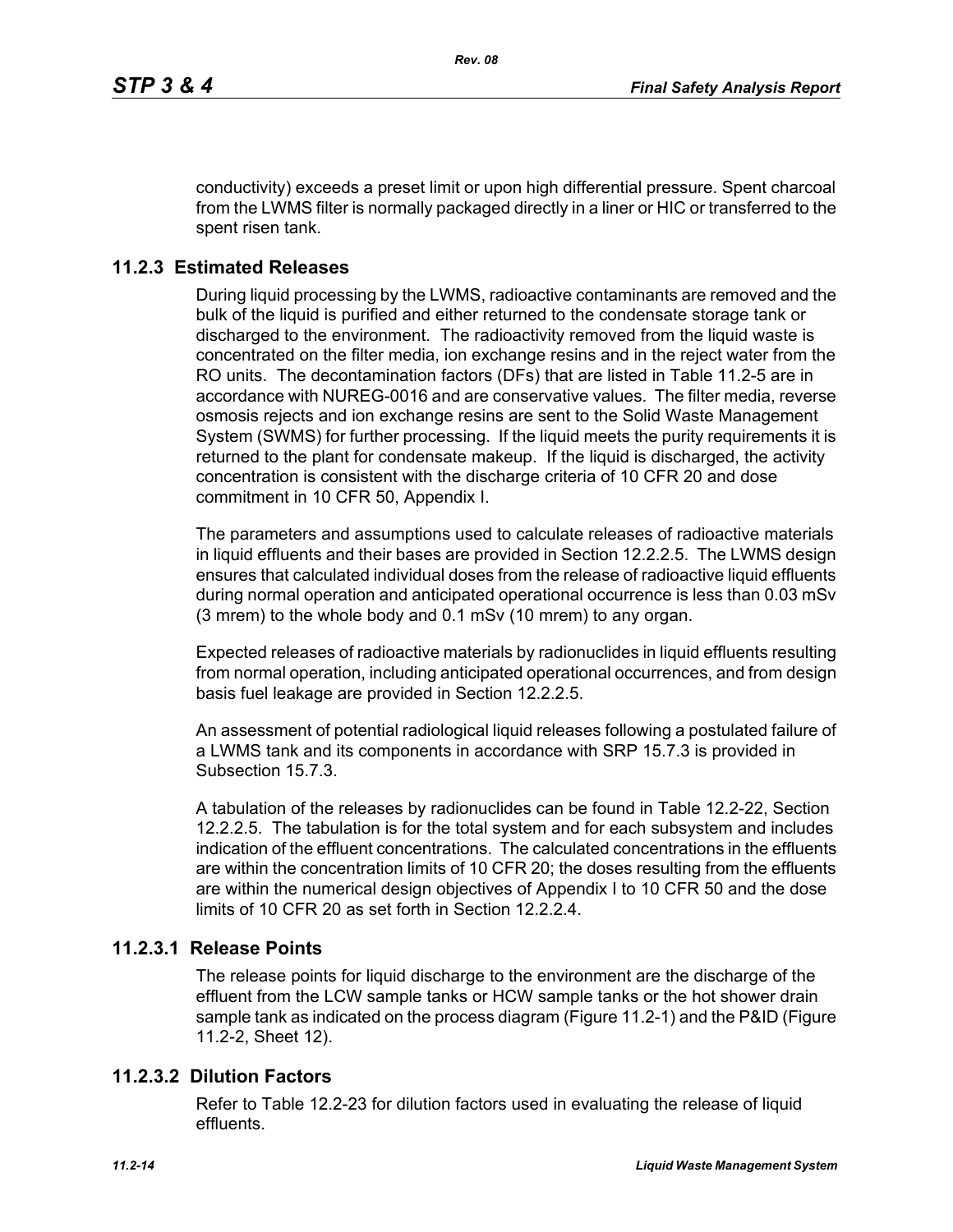conductivity) exceeds a preset limit or upon high differential pressure. Spent charcoal from the LWMS filter is normally packaged directly in a liner or HIC or transferred to the spent risen tank.

## 11.2.3 Estimated Releases

During liquid processing by the LWMS, radioactive contaminants are removed and the bulk of the liquid is purified and either returned to the condensate storage tank or discharged to the environment. The radioactivity removed from the liquid waste is concentrated on the filter media, ion exchange resins and in the reject water from the RO units. The decontamination factors (DFs) that are listed in Table 11.2-5 are in accordance with NUREG-0016 and are conservative values. The filter media, reverse osmosis rejects and ion exchange resins are sent to the Solid Waste Management System (SWMS) for further processing. If the liquid meets the purity requirements it is returned to the plant for condensate makeup. If the liquid is discharged, the activity concentration is consistent with the discharge criteria of 10 CFR 20 and dose commitment in 10 CFR 50, Appendix I.

The parameters and assumptions used to calculate releases of radioactive materials in liquid effluents and their bases are provided in Section 12.2.2.5. The LWMS design ensures that calculated individual doses from the release of radioactive liquid effluents during normal operation and anticipated operational occurrence is less than 0.03 mSv (3 mrem) to the whole body and 0.1 mSv (10 mrem) to any organ.

Expected releases of radioactive materials by radionuclides in liquid effluents resulting from normal operation, including anticipated operational occurrences, and from design basis fuel leakage are provided in Section 12.2.2.5.

An assessment of potential radiological liquid releases following a postulated failure of a LWMS tank and its components in accordance with SRP 15.7.3 is provided in Subsection 15.7.3.

A tabulation of the releases by radionuclides can be found in Table 12.2-22, Section 12.2.2.5. The tabulation is for the total system and for each subsystem and includes indication of the effluent concentrations. The calculated concentrations in the effluents are within the concentration limits of 10 CFR 20; the doses resulting from the effluents are within the numerical design objectives of Appendix I to 10 CFR 50 and the dose limits of 10 CFR 20 as set forth in Section 12.2.2.4.

### 11.2.3.1 Release Points

The release points for liquid discharge to the environment are the discharge of the effluent from the LCW sample tanks or HCW sample tanks or the hot shower drain sample tank as indicated on the process diagram (Figure 11.2-1) and the P&ID (Figure 11.2-2, Sheet 12).

### 11.2.3.2 Dilution Factors

Refer to Table 12.2-23 for dilution factors used in evaluating the release of liquid effluents.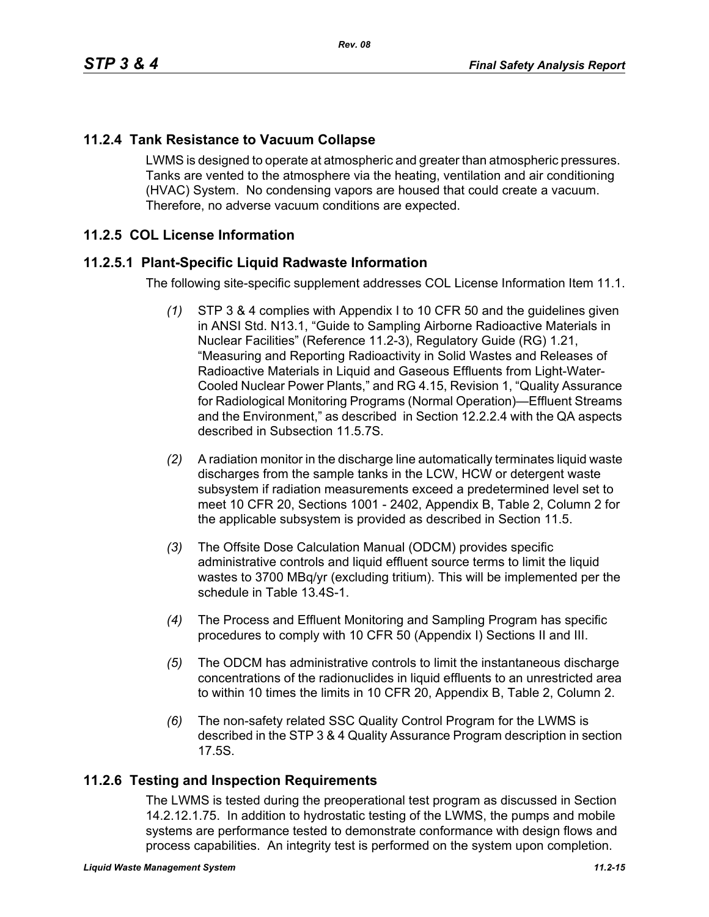## 11.2.4 Tank Resistance to Vacuum Collapse

LWMS is designed to operate at atmospheric and greater than atmospheric pressures. Tanks are vented to the atmosphere via the heating, ventilation and air conditioning (HVAC) System. No condensing vapors are housed that could create a vacuum. Therefore, no adverse vacuum conditions are expected.

## 11.2.5 COL License Information

### 11.2.5.1 Plant-Specific Liquid Radwaste Information

The following site-specific supplement addresses COL License Information Item 11.1.

*(1)* STP 3 & 4 complies with Appendix I to 10 CFR 50 and the guidelines given in ANSI Std. N13.1, "Guide to Sampling Airborne Radioactive Materials in Nuclear Facilities" (Reference 11.2-3), Regulatory Guide (RG) 1.21, "Measuring and Reporting Radioactivity in Solid Wastes and Releases of Radioactive Materials in Liquid and Gaseous Effluents from Light-Water-Cooled Nuclear Power Plants," and RG 4.15, Revision 1, "Quality Assurance for Radiological Monitoring Programs (Normal Operation)—Effluent Streams and the Environment," as described in Section 12.2.2.4 with the QA aspects described in Subsection 11.5.7S.

*(2)* A radiation monitor in the discharge line automatically terminates liquid waste discharges from the sample tanks in the LCW, HCW or detergent waste subsystem if radiation measurements exceed a predetermined level set to meet 10 CFR 20, Sections 1001 - 2402, Appendix B, Table 2, Column 2 for the applicable subsystem is provided as described in Section 11.5.

*(3)* The Offsite Dose Calculation Manual (ODCM) provides specific administrative controls and liquid effluent source terms to limit the liquid wastes to 3700 MBq/yr (excluding tritium). This will be implemented per the schedule in Table 13.4S-1.

*(4)* The Process and Effluent Monitoring and Sampling Program has specific procedures to comply with 10 CFR 50 (Appendix I) Sections II and III.

*(5)* The ODCM has administrative controls to limit the instantaneous discharge concentrations of the radionuclides in liquid effluents to an unrestricted area to within 10 times the limits in 10 CFR 20, Appendix B, Table 2, Column 2.

*(6)* The non-safety related SSC Quality Control Program for the LWMS is described in the STP 3 & 4 Quality Assurance Program description in section 17.5S.

## 11.2.6 Testing and Inspection Requirements

The LWMS is tested during the preoperational test program as discussed in Section 14.2.12.1.75. In addition to hydrostatic testing of the LWMS, the pumps and mobile systems are performance tested to demonstrate conformance with design flows and process capabilities. An integrity test is performed on the system upon completion.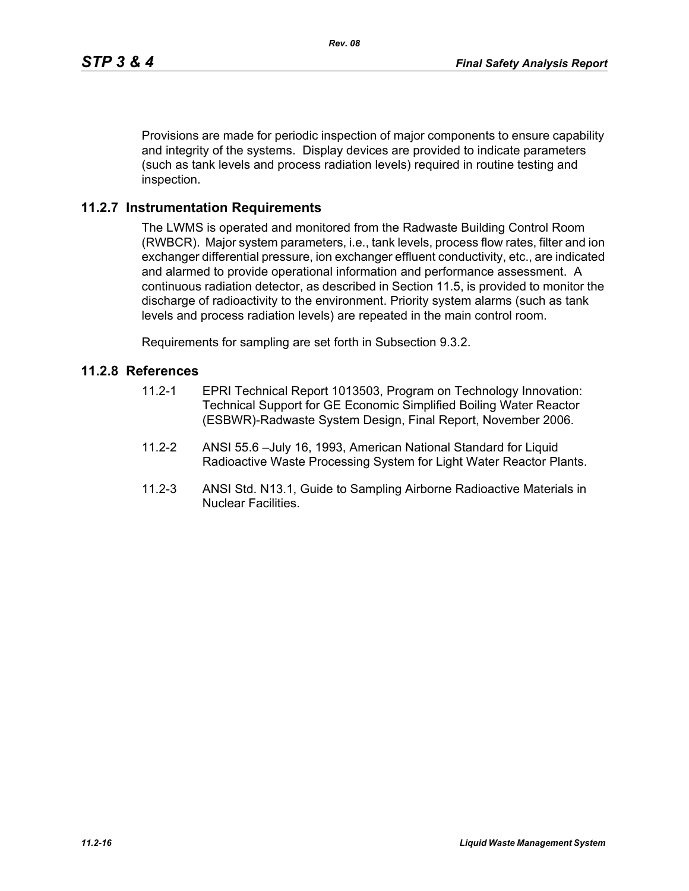Provisions are made for periodic inspection of major components to ensure capability and integrity of the systems. Display devices are provided to indicate parameters (such as tank levels and process radiation levels) required in routine testing and inspection.

## 11.2.7 Instrumentation Requirements

The LWMS is operated and monitored from the Radwaste Building Control Room (RWBCR). Major system parameters, i.e., tank levels, process flow rates, filter and ion exchanger differential pressure, ion exchanger effluent conductivity, etc., are indicated and alarmed to provide operational information and performance assessment. A continuous radiation detector, as described in Section 11.5, is provided to monitor the discharge of radioactivity to the environment. Priority system alarms (such as tank levels and process radiation levels) are repeated in the main control room.

Requirements for sampling are set forth in Subsection 9.3.2.

## 11.2.8 References

11.2-1 EPRI Technical Report 1013503, Program on Technology Innovation: Technical Support for GE Economic Simplified Boiling Water Reactor (ESBWR)-Radwaste System Design, Final Report, November 2006.

11.2-2 ANSI 55.6 –July 16, 1993, American National Standard for Liquid Radioactive Waste Processing System for Light Water Reactor Plants.

11.2-3 ANSI Std. N13.1, Guide to Sampling Airborne Radioactive Materials in Nuclear Facilities.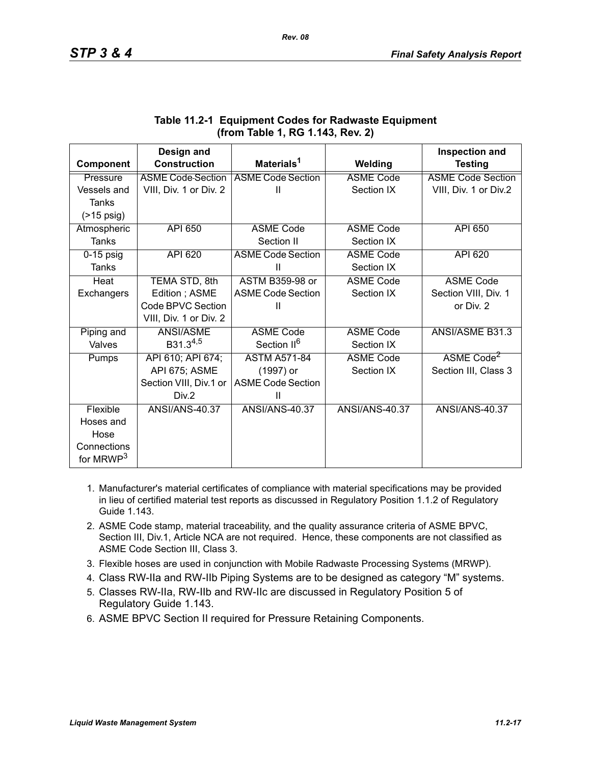**Table 11.2-1 Equipment Codes for Radwaste Equipment (from Table 1, RG 1.143, Rev. 2)**

| Component | Design and Construction | Materials[1] | Welding | Inspection and Testing |
|---|---|---|---|---|
| Pressure Vessels and Tanks (>15 psig) | ASME Code Section VIII, Div. 1 or Div. 2 | ASME Code Section II | ASME Code Section IX | ASME Code Section VIII, Div. 1 or Div.2 |
| Atmospheric Tanks | API 650 | ASME Code Section II | ASME Code Section IX | API 650 |
| 0-15 psig Tanks | API 620 | ASME Code Section II | ASME Code Section IX | API 620 |
| Heat Exchangers | TEMA STD, 8th Edition ; ASME Code BPVC Section VIII, Div. 1 or Div. 2 | ASTM B359-98 or ASME Code Section II | ASME Code Section IX | ASME Code Section VIII, Div. 1 or Div. 2 |
| Piping and Valves | ANSI/ASME B31.3[4,5] | ASME Code Section II[6] | ASME Code Section IX | ANSI/ASME B31.3 |
| Pumps | API 610; API 674; API 675; ASME Section VIII, Div.1 or Div.2 | ASTM A571-84 (1997) or ASME Code Section II | ASME Code Section IX | ASME Code[2] Section III, Class 3 |
| Flexible Hoses and Hose Connections for MRWP[3] | ANSI/ANS-40.37 | ANSI/ANS-40.37 | ANSI/ANS-40.37 | ANSI/ANS-40.37 |

1. Manufacturer's material certificates of compliance with material specifications may be provided in lieu of certified material test reports as discussed in Regulatory Position 1.1.2 of Regulatory Guide 1.143.
2. ASME Code stamp, material traceability, and the quality assurance criteria of ASME BPVC, Section III, Div.1, Article NCA are not required. Hence, these components are not classified as ASME Code Section III, Class 3.
3. Flexible hoses are used in conjunction with Mobile Radwaste Processing Systems (MRWP).
4. Class RW-IIa and RW-IIb Piping Systems are to be designed as category "M" systems.
5. Classes RW-IIa, RW-IIb and RW-IIc are discussed in Regulatory Position 5 of Regulatory Guide 1.143.
6. ASME BPVC Section II required for Pressure Retaining Components.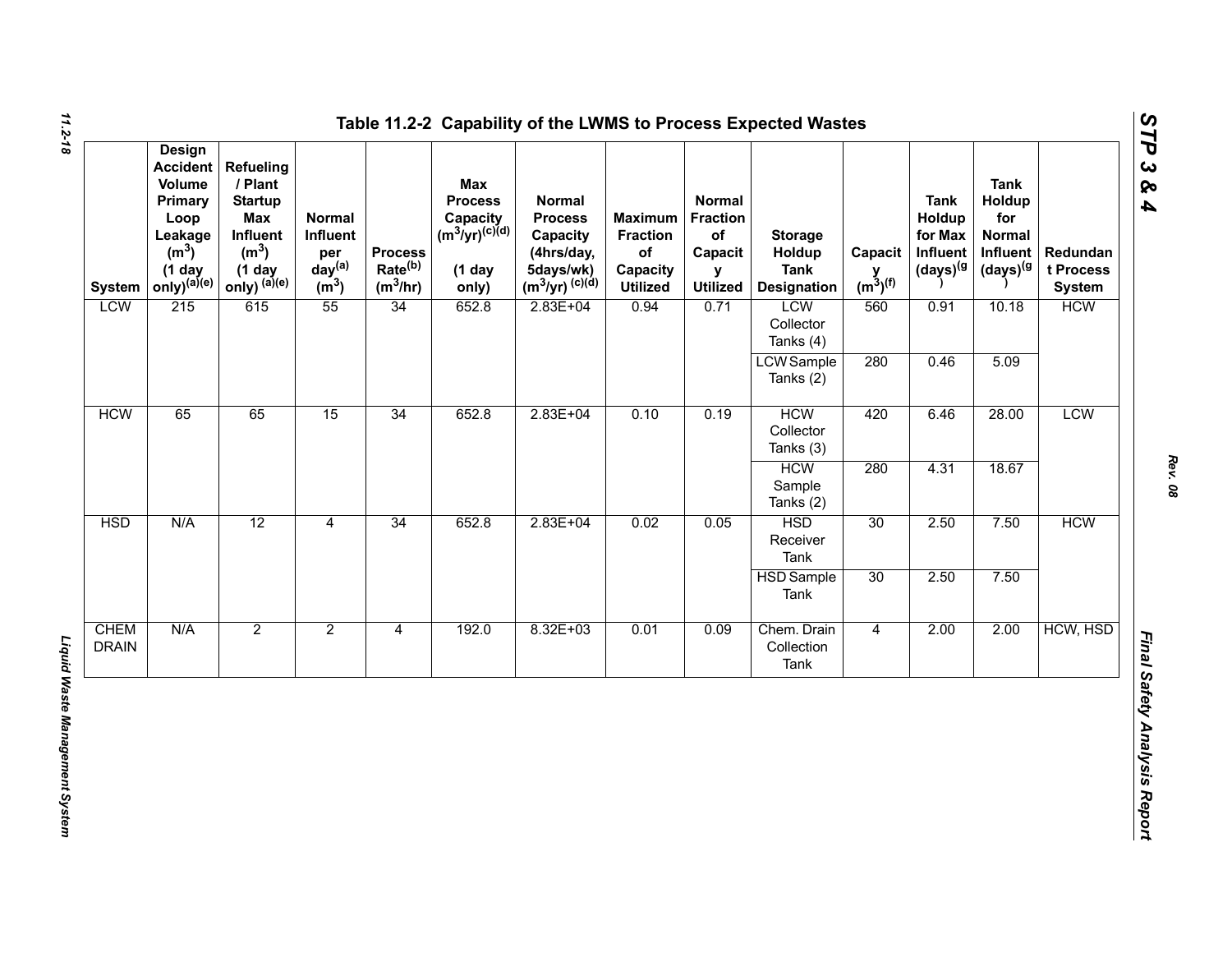# Table 11.2-2 Capability of the LWMS to Process Expected Wastes

| System | Design Accident Volume Primary Loop Leakage ($m^3$) (1 day only)[(a)(e)] | Refueling / Plant Startup Max Influent ($m^3$) (1 day only) [(a)(e)] | Normal Influent per day[(a)] ($m^3$) | Process Rate[(b)] ($m^3$/hr) | Max Process Capacity ($m^3$/yr)[(c)(d)] (1 day only) | Normal Process Capacity (4hrs/day, 5days/wk) ($m^3$/yr) [(c)(d)] | Maximum Fraction of Capacity Utilized | Normal Fraction of Capacity Utilized | Storage Holdup Tank Designation | Capacity ($m^3$)[(f)] | Tank Holdup for Max Influent (days)[(g)] | Tank Holdup for Normal Influent (days)[(g)] | Redundant Process System |
|---|---|---|---|---|---|---|---|---|---|---|---|---|---|
| LCW | 215 | 615 | 55 | 34 | 652.8 | 2.83E+04 | 0.94 | 0.71 | LCW Collector Tanks (4) | 560 | 0.91 | 10.18 | HCW |
| | | | | | | | | | LCW Sample Tanks (2) | 280 | 0.46 | 5.09 | |
| HCW | 65 | 65 | 15 | 34 | 652.8 | 2.83E+04 | 0.10 | 0.19 | HCW Collector Tanks (3) | 420 | 6.46 | 28.00 | LCW |
| | | | | | | | | | HCW Sample Tanks (2) | 280 | 4.31 | 18.67 | |
| HSD | N/A | 12 | 4 | 34 | 652.8 | 2.83E+04 | 0.02 | 0.05 | HSD Receiver Tank | 30 | 2.50 | 7.50 | HCW |
| | | | | | | | | | HSD Sample Tank | 30 | 2.50 | 7.50 | |
| CHEM DRAIN | N/A | 2 | 2 | 4 | 192.0 | 8.32E+03 | 0.01 | 0.09 | Chem. Drain Collection Tank | 4 | 2.00 | 2.00 | HCW, HSD |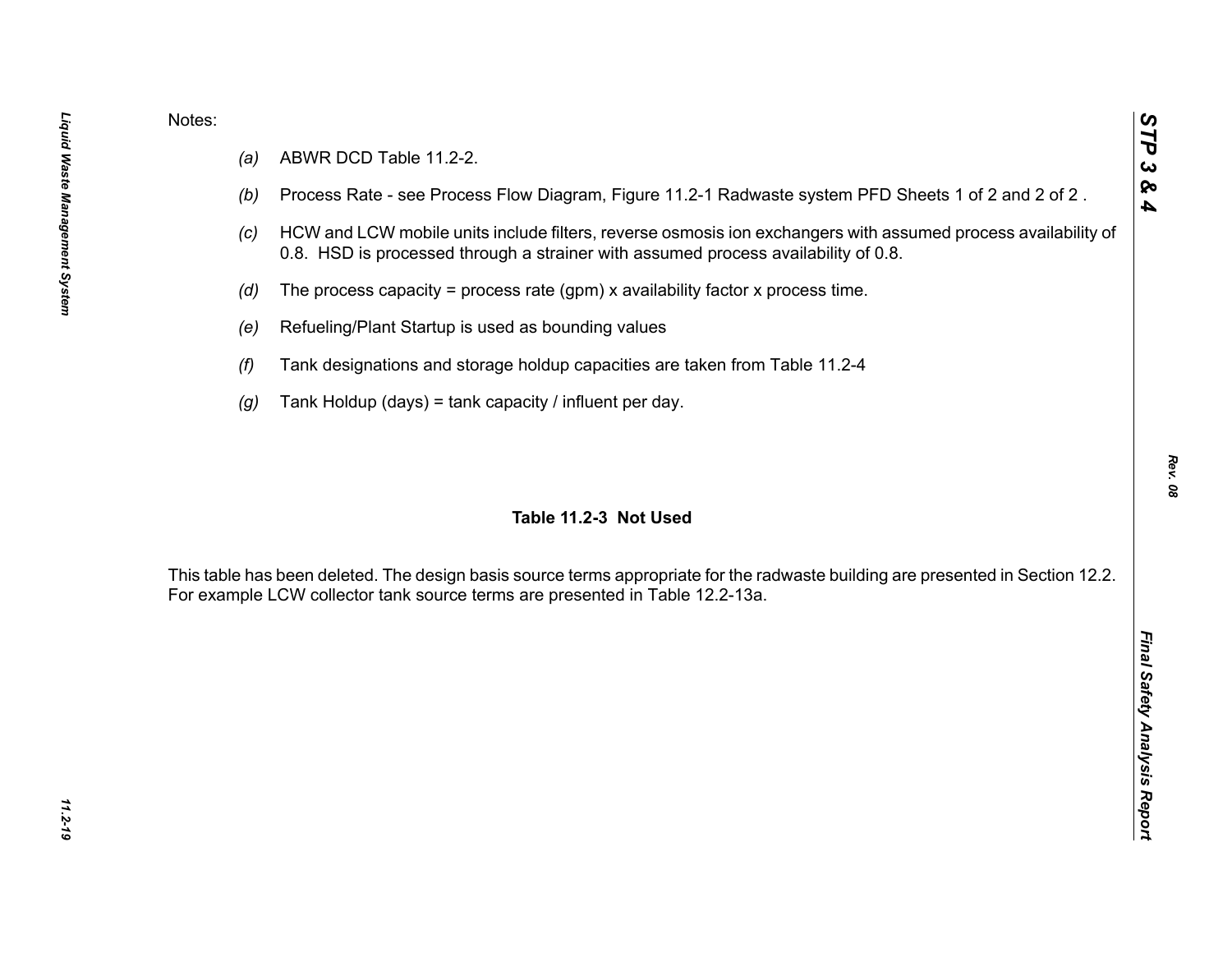Notes:

(a) ABWR DCD Table 11.2-2.

(b) Process Rate - see Process Flow Diagram, Figure 11.2-1 Radwaste system PFD Sheets 1 of 2 and 2 of 2 .

(c) HCW and LCW mobile units include filters, reverse osmosis ion exchangers with assumed process availability of 0.8. HSD is processed through a strainer with assumed process availability of 0.8.

(d) The process capacity = process rate (gpm) x availability factor x process time.

(e) Refueling/Plant Startup is used as bounding values

(f) Tank designations and storage holdup capacities are taken from Table 11.2-4

(g) Tank Holdup (days) = tank capacity / influent per day.

**Table 11.2-3 Not Used**

This table has been deleted. The design basis source terms appropriate for the radwaste building are presented in Section 12.2. For example LCW collector tank source terms are presented in Table 12.2-13a.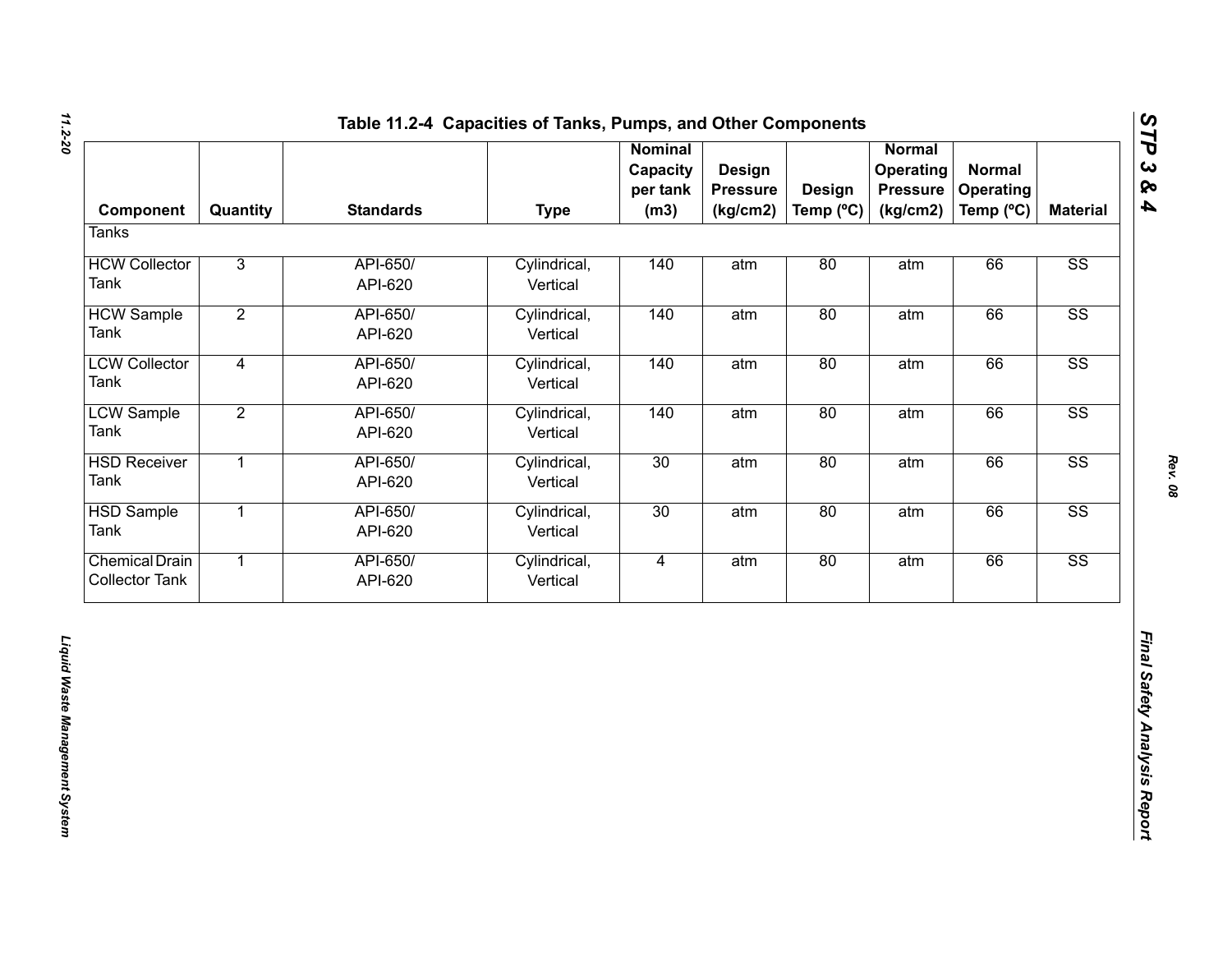# Table 11.2-4 Capacities of Tanks, Pumps, and Other Components

| Component | Quantity | Standards | Type | Nominal Capacity per tank (m3) | Design Pressure (kg/cm2) | Design Temp (ºC) | Normal Operating Pressure (kg/cm2) | Normal Operating Temp (ºC) | Material |
|---|---|---|---|---|---|---|---|---|---|
| Tanks | | | | | | | | | |
| HCW Collector Tank | 3 | API-650/ API-620 | Cylindrical, Vertical | 140 | atm | 80 | atm | 66 | SS |
| HCW Sample Tank | 2 | API-650/ API-620 | Cylindrical, Vertical | 140 | atm | 80 | atm | 66 | SS |
| LCW Collector Tank | 4 | API-650/ API-620 | Cylindrical, Vertical | 140 | atm | 80 | atm | 66 | SS |
| LCW Sample Tank | 2 | API-650/ API-620 | Cylindrical, Vertical | 140 | atm | 80 | atm | 66 | SS |
| HSD Receiver Tank | 1 | API-650/ API-620 | Cylindrical, Vertical | 30 | atm | 80 | atm | 66 | SS |
| HSD Sample Tank | 1 | API-650/ API-620 | Cylindrical, Vertical | 30 | atm | 80 | atm | 66 | SS |
| Chemical Drain Collector Tank | 1 | API-650/ API-620 | Cylindrical, Vertical | 4 | atm | 80 | atm | 66 | SS |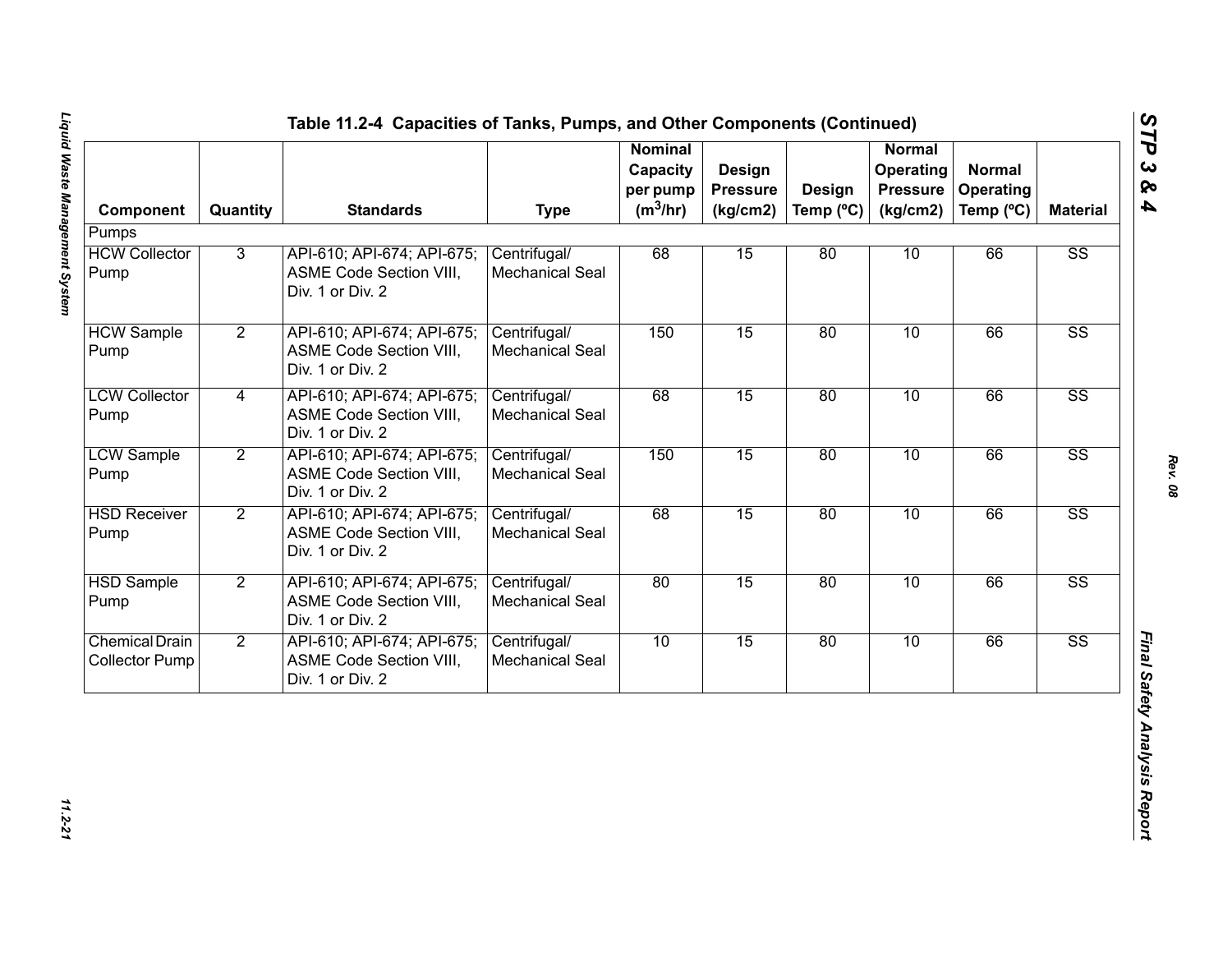## Table 11.2-4 Capacities of Tanks, Pumps, and Other Components (Continued)

| Component | Quantity | Standards | Type | Nominal Capacity per pump ($m^3$/hr) | Design Pressure (kg/cm2) | Design Temp (ºC) | Normal Operating Pressure (kg/cm2) | Normal Operating Temp (ºC) | Material |
|---|---|---|---|---|---|---|---|---|---|
| Pumps | | | | | | | | | |
| HCW Collector Pump | 3 | API-610; API-674; API-675; ASME Code Section VIII, Div. 1 or Div. 2 | Centrifugal/ Mechanical Seal | 68 | 15 | 80 | 10 | 66 | SS |
| HCW Sample Pump | 2 | API-610; API-674; API-675; ASME Code Section VIII, Div. 1 or Div. 2 | Centrifugal/ Mechanical Seal | 150 | 15 | 80 | 10 | 66 | SS |
| LCW Collector Pump | 4 | API-610; API-674; API-675; ASME Code Section VIII, Div. 1 or Div. 2 | Centrifugal/ Mechanical Seal | 68 | 15 | 80 | 10 | 66 | SS |
| LCW Sample Pump | 2 | API-610; API-674; API-675; ASME Code Section VIII, Div. 1 or Div. 2 | Centrifugal/ Mechanical Seal | 150 | 15 | 80 | 10 | 66 | SS |
| HSD Receiver Pump | 2 | API-610; API-674; API-675; ASME Code Section VIII, Div. 1 or Div. 2 | Centrifugal/ Mechanical Seal | 68 | 15 | 80 | 10 | 66 | SS |
| HSD Sample Pump | 2 | API-610; API-674; API-675; ASME Code Section VIII, Div. 1 or Div. 2 | Centrifugal/ Mechanical Seal | 80 | 15 | 80 | 10 | 66 | SS |
| Chemical Drain Collector Pump | 2 | API-610; API-674; API-675; ASME Code Section VIII, Div. 1 or Div. 2 | Centrifugal/ Mechanical Seal | 10 | 15 | 80 | 10 | 66 | SS |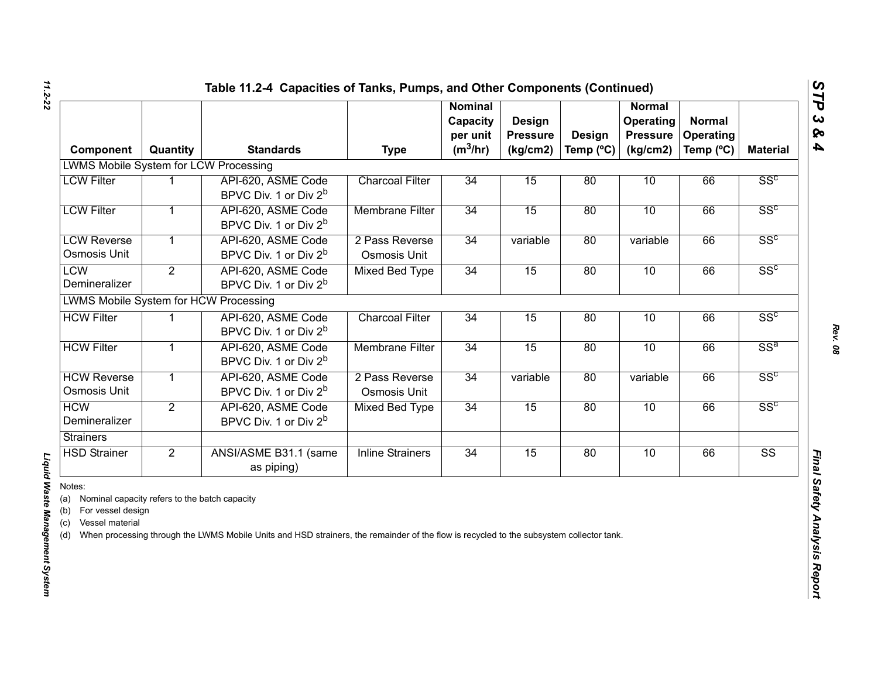## Table 11.2-4 Capacities of Tanks, Pumps, and Other Components (Continued)

| Component | Quantity | Standards | Type | Nominal Capacity per unit ($m^3$/hr) | Design Pressure (kg/cm2) | Design Temp (ºC) | Normal Operating Pressure (kg/cm2) | Normal Operating Temp (ºC) | Material |
|---|---|---|---|---|---|---|---|---|---|
| LWMS Mobile System for LCW Processing | | | | | | | | | |
| LCW Filter | 1 | API-620, ASME Code BPVC Div. 1 or Div 2[b] | Charcoal Filter | 34 | 15 | 80 | 10 | 66 | SS[c] |
| LCW Filter | 1 | API-620, ASME Code BPVC Div. 1 or Div 2[b] | Membrane Filter | 34 | 15 | 80 | 10 | 66 | SS[c] |
| LCW Reverse Osmosis Unit | 1 | API-620, ASME Code BPVC Div. 1 or Div 2[b] | 2 Pass Reverse Osmosis Unit | 34 | variable | 80 | variable | 66 | SS[c] |
| LCW Demineralizer | 2 | API-620, ASME Code BPVC Div. 1 or Div 2[b] | Mixed Bed Type | 34 | 15 | 80 | 10 | 66 | SS[c] |
| LWMS Mobile System for HCW Processing | | | | | | | | | |
| HCW Filter | 1 | API-620, ASME Code BPVC Div. 1 or Div 2[b] | Charcoal Filter | 34 | 15 | 80 | 10 | 66 | SS[c] |
| HCW Filter | 1 | API-620, ASME Code BPVC Div. 1 or Div 2[b] | Membrane Filter | 34 | 15 | 80 | 10 | 66 | SS[a] |
| HCW Reverse Osmosis Unit | 1 | API-620, ASME Code BPVC Div. 1 or Div 2[b] | 2 Pass Reverse Osmosis Unit | 34 | variable | 80 | variable | 66 | SS[c] |
| HCW Demineralizer | 2 | API-620, ASME Code BPVC Div. 1 or Div 2[b] | Mixed Bed Type | 34 | 15 | 80 | 10 | 66 | SS[c] |
| Strainers | | | | | | | | | |
| HSD Strainer | 2 | ANSI/ASME B31.1 (same as piping) | Inline Strainers | 34 | 15 | 80 | 10 | 66 | SS |

Notes:

(a) Nominal capacity refers to the batch capacity

(b) For vessel design

(c) Vessel material

(d) When processing through the LWMS Mobile Units and HSD strainers, the remainder of the flow is recycled to the subsystem collector tank.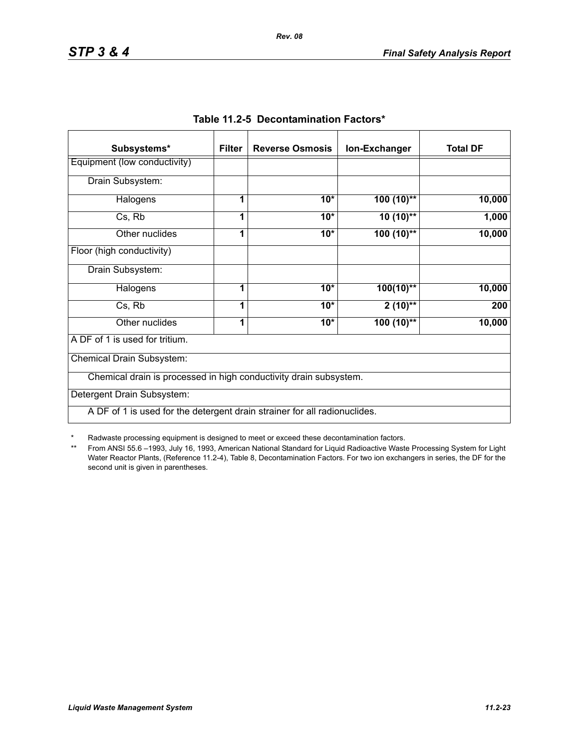## Table 11.2-5 Decontamination Factors*

| Subsystems* | Filter | Reverse Osmosis | Ion-Exchanger | Total DF |
|---|---|---|---|---|
| Equipment (low conductivity) | | | | |
| Drain Subsystem: | | | | |
| Halogens | **1** | **10*** | **100 (10)**** | **10,000** |
| Cs, Rb | **1** | **10*** | **10 (10)**** | **1,000** |
| Other nuclides | **1** | **10*** | **100 (10)**** | **10,000** |
| Floor (high conductivity) | | | | |
| Drain Subsystem: | | | | |
| Halogens | **1** | **10*** | **100(10)**** | **10,000** |
| Cs, Rb | **1** | **10*** | **2 (10)**** | **200** |
| Other nuclides | **1** | **10*** | **100 (10)**** | **10,000** |
| A DF of 1 is used for tritium. | | | | |
| Chemical Drain Subsystem: | | | | |
| Chemical drain is processed in high conductivity drain subsystem. | | | | |
| Detergent Drain Subsystem: | | | | |
| A DF of 1 is used for the detergent drain strainer for all radionuclides. | | | | |

\* Radwaste processing equipment is designed to meet or exceed these decontamination factors.

\*\* From ANSI 55.6 –1993, July 16, 1993, American National Standard for Liquid Radioactive Waste Processing System for Light Water Reactor Plants, (Reference 11.2-4), Table 8, Decontamination Factors. For two ion exchangers in series, the DF for the second unit is given in parentheses.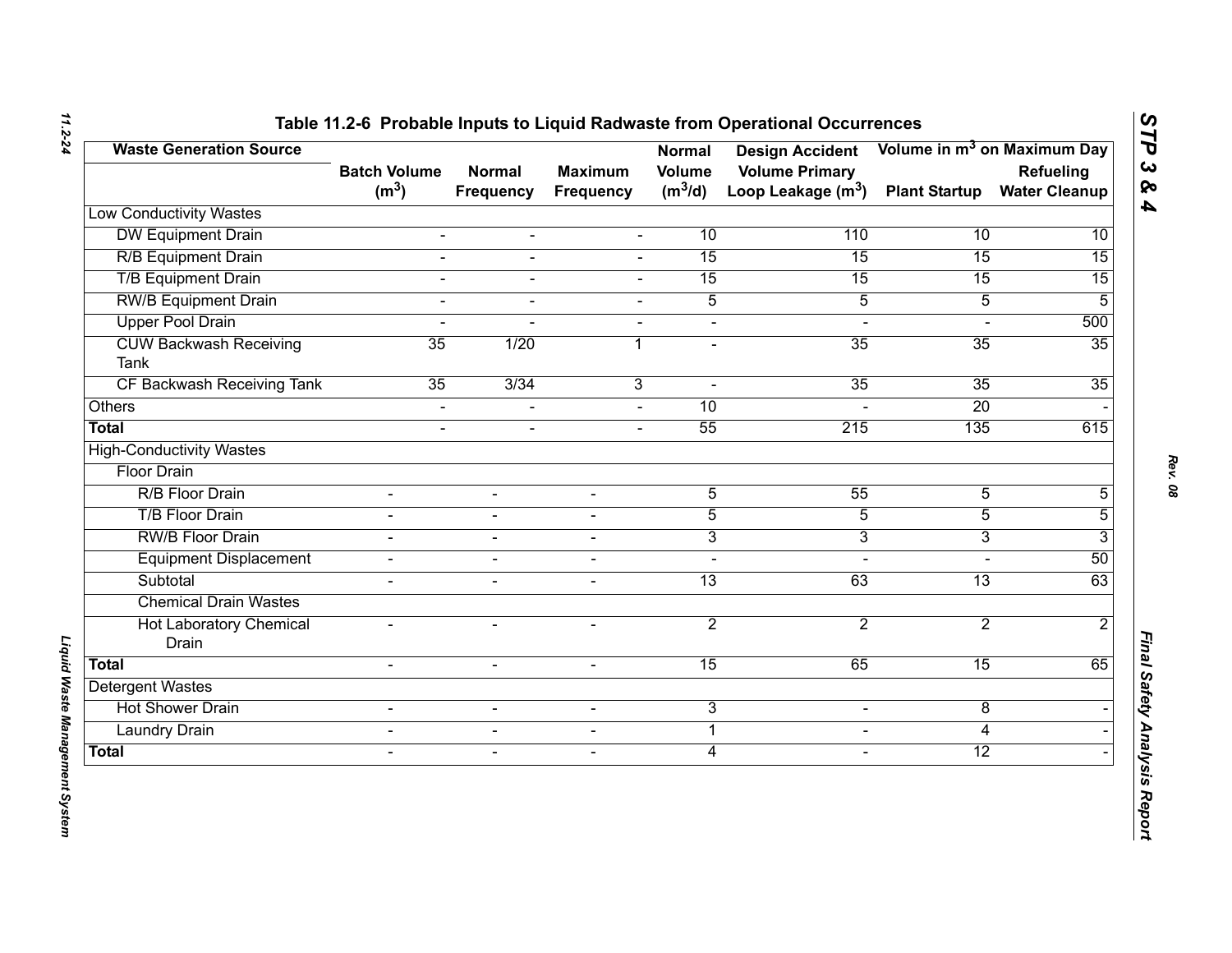# Table 11.2-6 Probable Inputs to Liquid Radwaste from Operational Occurrences

| Waste Generation Source | | | | | | Volume in $m^3$ on Maximum Day | |
|---|---|---|---|---|---|---|---|
| | Batch Volume ($m^3$) | Normal Frequency | Maximum Frequency | Normal Volume ($m^3$/d) | Design Accident Volume Primary Loop Leakage ($m^3$) | Plant Startup | Refueling Water Cleanup |
| Low Conductivity Wastes | | | | | | | |
| DW Equipment Drain | - | - | - | 10 | 110 | 10 | 10 |
| R/B Equipment Drain | - | - | - | 15 | 15 | 15 | 15 |
| T/B Equipment Drain | - | - | - | 15 | 15 | 15 | 15 |
| RW/B Equipment Drain | - | - | - | 5 | 5 | 5 | 5 |
| Upper Pool Drain | - | - | - | - | - | - | 500 |
| CUW Backwash Receiving Tank | 35 | 1/20 | 1 | - | 35 | 35 | 35 |
| CF Backwash Receiving Tank | 35 | 3/34 | 3 | - | 35 | 35 | 35 |
| Others | - | - | - | 10 | - | 20 | - |
| **Total** | - | - | - | 55 | 215 | 135 | 615 |
| High-Conductivity Wastes | | | | | | | |
| Floor Drain | | | | | | | |
| R/B Floor Drain | - | - | - | 5 | 55 | 5 | 5 |
| T/B Floor Drain | - | - | - | 5 | 5 | 5 | 5 |
| RW/B Floor Drain | - | - | - | 3 | 3 | 3 | 3 |
| Equipment Displacement | - | - | - | - | - | - | 50 |
| Subtotal | - | - | - | 13 | 63 | 13 | 63 |
| Chemical Drain Wastes | | | | | | | |
| Hot Laboratory Chemical Drain | - | - | - | 2 | 2 | 2 | 2 |
| **Total** | - | - | - | 15 | 65 | 15 | 65 |
| Detergent Wastes | | | | | | | |
| Hot Shower Drain | - | - | - | 3 | - | 8 | - |
| Laundry Drain | - | - | - | 1 | - | 4 | - |
| **Total** | - | - | - | 4 | - | 12 | - |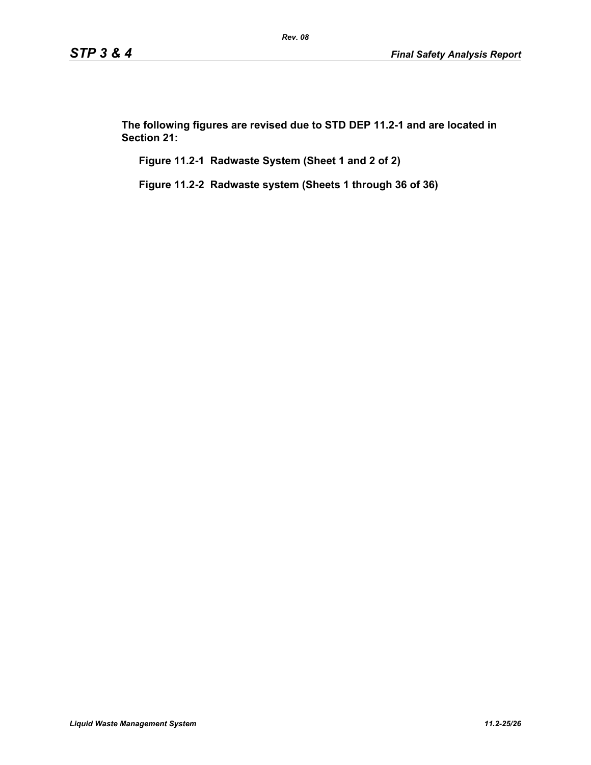**The following figures are revised due to STD DEP 11.2-1 and are located in Section 21:**

**Figure 11.2-1 Radwaste System (Sheet 1 and 2 of 2)**

**Figure 11.2-2 Radwaste system (Sheets 1 through 36 of 36)**